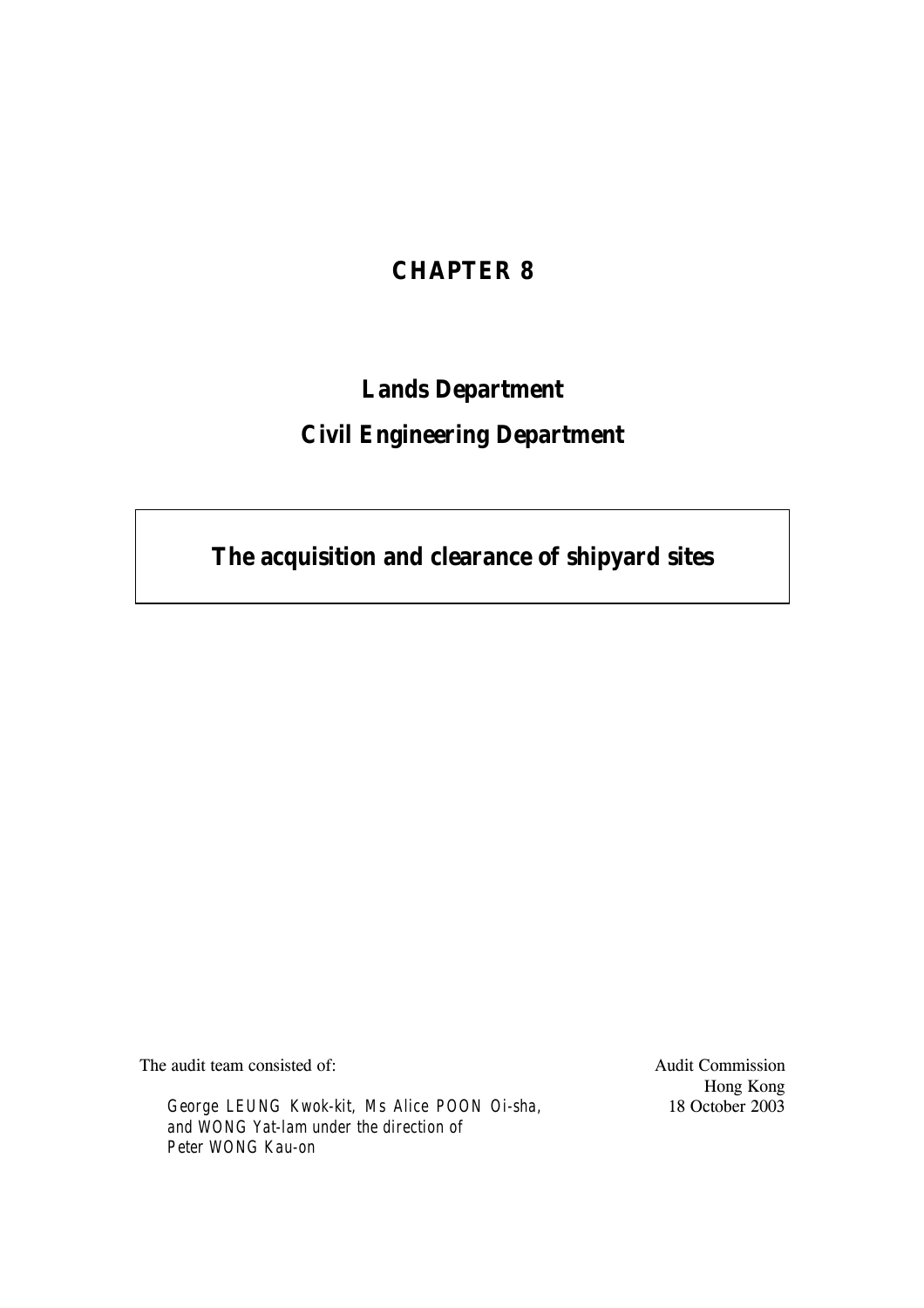# CHAPTER 8

## Lands Department

## Civil Engineering Department

## The acquisition and clearance of shipyard sites

The audit team consisted of:

*George LEUNG Kwok-kit, Ms Alice POON Oi-sha, and WONG Yat-lam under the direction of Peter WONG Kau-on*

Audit Commission
Hong Kong
18 October 2003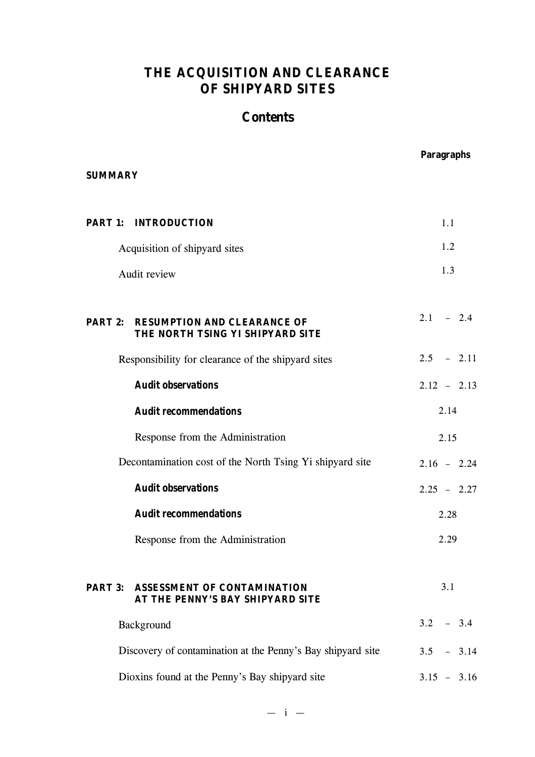# THE ACQUISITION AND CLEARANCE OF SHIPYARD SITES

## Contents

| | Paragraphs |
|---|---|
| **SUMMARY** | |
| **PART 1: INTRODUCTION** | 1.1 |
| Acquisition of shipyard sites | 1.2 |
| Audit review | 1.3 |
| **PART 2: RESUMPTION AND CLEARANCE OF THE NORTH TSING YI SHIPYARD SITE** | 2.1 – 2.4 |
| Responsibility for clearance of the shipyard sites | 2.5 – 2.11 |
| ***Audit observations*** | 2.12 – 2.13 |
| ***Audit recommendations*** | 2.14 |
| Response from the Administration | 2.15 |
| Decontamination cost of the North Tsing Yi shipyard site | 2.16 – 2.24 |
| ***Audit observations*** | 2.25 – 2.27 |
| ***Audit recommendations*** | 2.28 |
| Response from the Administration | 2.29 |
| **PART 3: ASSESSMENT OF CONTAMINATION AT THE PENNY'S BAY SHIPYARD SITE** | 3.1 |
| Background | 3.2 – 3.4 |
| Discovery of contamination at the Penny's Bay shipyard site | 3.5 – 3.14 |
| Dioxins found at the Penny's Bay shipyard site | 3.15 – 3.16 |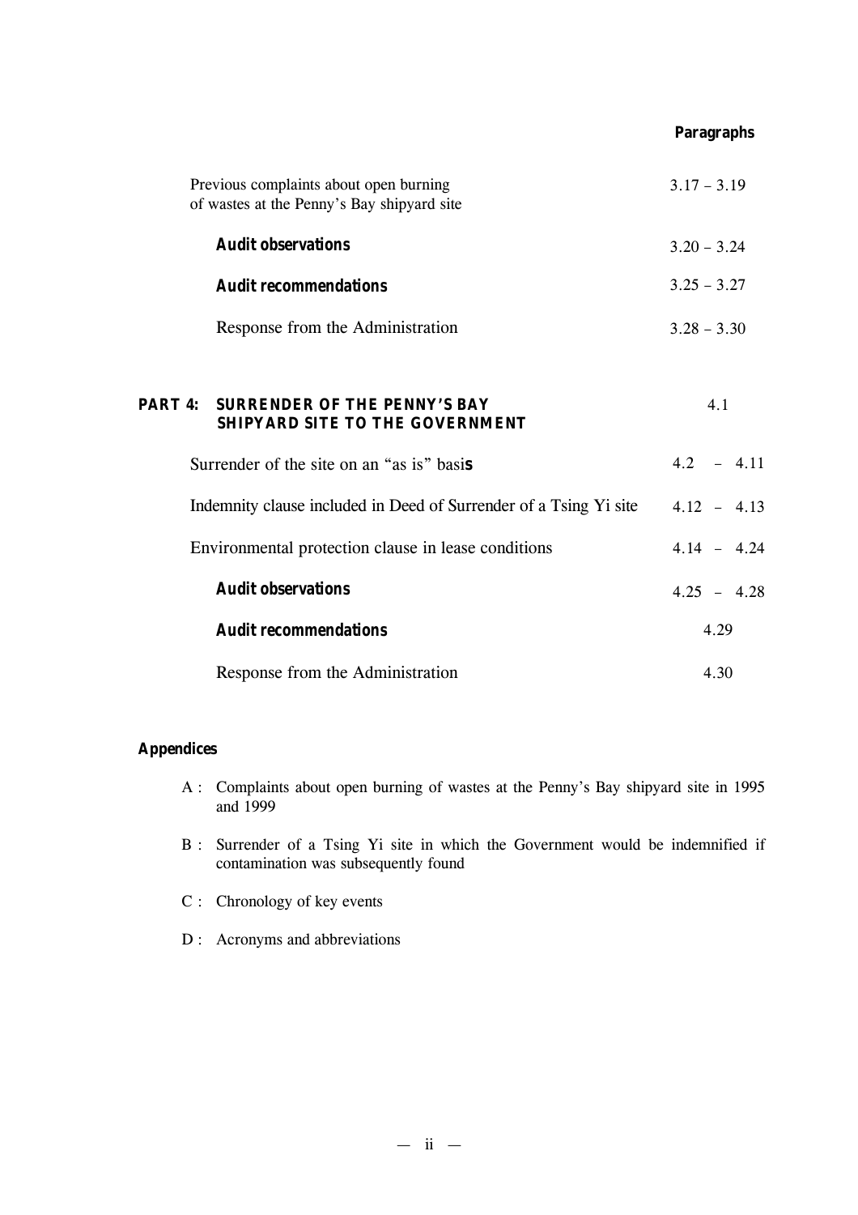| | Paragraphs |
|---|---|
| Previous complaints about open burning of wastes at the Penny's Bay shipyard site | 3.17 – 3.19 |
| ***Audit observations*** | 3.20 – 3.24 |
| ***Audit recommendations*** | 3.25 – 3.27 |
| Response from the Administration | 3.28 – 3.30 |
| **PART 4: SURRENDER OF THE PENNY'S BAY SHIPYARD SITE TO THE GOVERNMENT** | 4.1 |
| Surrender of the site on an "as is" basis | 4.2 – 4.11 |
| Indemnity clause included in Deed of Surrender of a Tsing Yi site | 4.12 – 4.13 |
| Environmental protection clause in lease conditions | 4.14 – 4.24 |
| ***Audit observations*** | 4.25 – 4.28 |
| ***Audit recommendations*** | 4.29 |
| Response from the Administration | 4.30 |

**Appendices**

A : Complaints about open burning of wastes at the Penny's Bay shipyard site in 1995 and 1999

B : Surrender of a Tsing Yi site in which the Government would be indemnified if contamination was subsequently found

C : Chronology of key events

D : Acronyms and abbreviations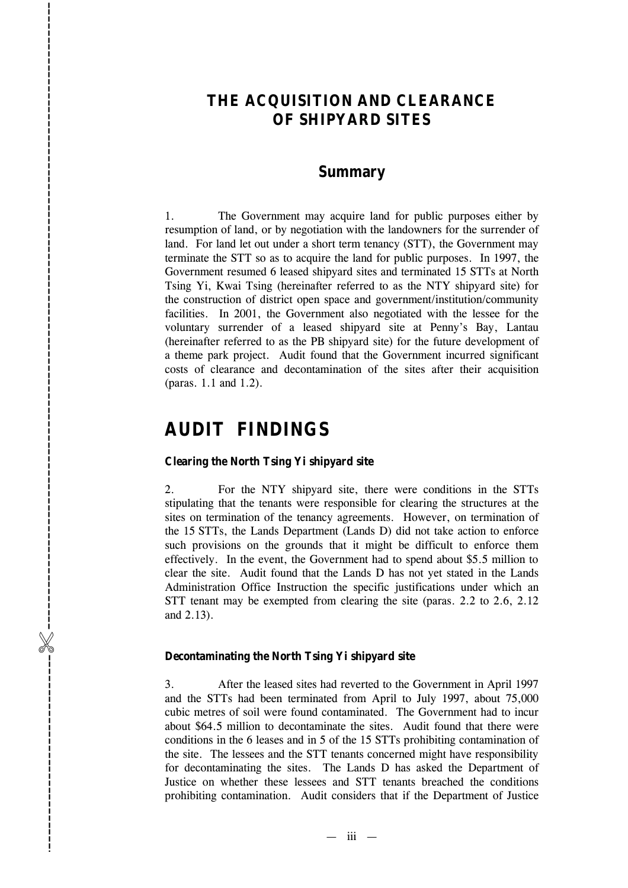# THE ACQUISITION AND CLEARANCE OF SHIPYARD SITES

## Summary

1. The Government may acquire land for public purposes either by resumption of land, or by negotiation with the landowners for the surrender of land. For land let out under a short term tenancy (STT), the Government may terminate the STT so as to acquire the land for public purposes. In 1997, the Government resumed 6 leased shipyard sites and terminated 15 STTs at North Tsing Yi, Kwai Tsing (hereinafter referred to as the NTY shipyard site) for the construction of district open space and government/institution/community facilities. In 2001, the Government also negotiated with the lessee for the voluntary surrender of a leased shipyard site at Penny's Bay, Lantau (hereinafter referred to as the PB shipyard site) for the future development of a theme park project. Audit found that the Government incurred significant costs of clearance and decontamination of the sites after their acquisition (paras. 1.1 and 1.2).

# AUDIT FINDINGS

### Clearing the North Tsing Yi shipyard site

2. For the NTY shipyard site, there were conditions in the STTs stipulating that the tenants were responsible for clearing the structures at the sites on termination of the tenancy agreements. However, on termination of the 15 STTs, the Lands Department (Lands D) did not take action to enforce such provisions on the grounds that it might be difficult to enforce them effectively. In the event, the Government had to spend about $5.5 million to clear the site. Audit found that the Lands D has not yet stated in the Lands Administration Office Instruction the specific justifications under which an STT tenant may be exempted from clearing the site (paras. 2.2 to 2.6, 2.12 and 2.13).

### Decontaminating the North Tsing Yi shipyard site

3. After the leased sites had reverted to the Government in April 1997 and the STTs had been terminated from April to July 1997, about 75,000 cubic metres of soil were found contaminated. The Government had to incur about $64.5 million to decontaminate the sites. Audit found that there were conditions in the 6 leases and in 5 of the 15 STTs prohibiting contamination of the site. The lessees and the STT tenants concerned might have responsibility for decontaminating the sites. The Lands D has asked the Department of Justice on whether these lessees and STT tenants breached the conditions prohibiting contamination. Audit considers that if the Department of Justice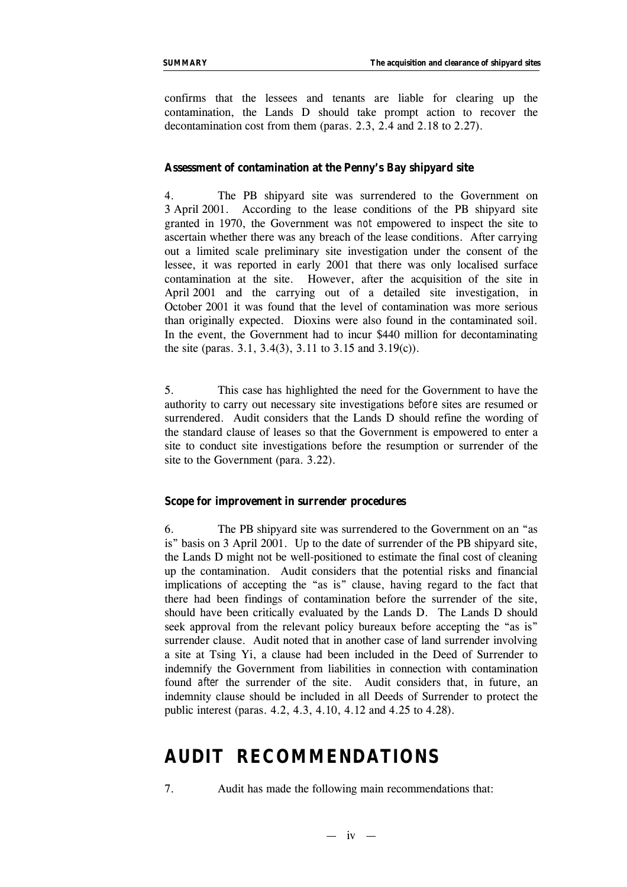confirms that the lessees and tenants are liable for clearing up the contamination, the Lands D should take prompt action to recover the decontamination cost from them (paras. 2.3, 2.4 and 2.18 to 2.27).

**Assessment of contamination at the Penny's Bay shipyard site**

4. The PB shipyard site was surrendered to the Government on 3 April 2001. According to the lease conditions of the PB shipyard site granted in 1970, the Government was *not* empowered to inspect the site to ascertain whether there was any breach of the lease conditions. After carrying out a limited scale preliminary site investigation under the consent of the lessee, it was reported in early 2001 that there was only localised surface contamination at the site. However, after the acquisition of the site in April 2001 and the carrying out of a detailed site investigation, in October 2001 it was found that the level of contamination was more serious than originally expected. Dioxins were also found in the contaminated soil. In the event, the Government had to incur $440 million for decontaminating the site (paras. 3.1, 3.4(3), 3.11 to 3.15 and 3.19(c)).

5. This case has highlighted the need for the Government to have the authority to carry out necessary site investigations *before* sites are resumed or surrendered. Audit considers that the Lands D should refine the wording of the standard clause of leases so that the Government is empowered to enter a site to conduct site investigations before the resumption or surrender of the site to the Government (para. 3.22).

**Scope for improvement in surrender procedures**

6. The PB shipyard site was surrendered to the Government on an "as is" basis on 3 April 2001. Up to the date of surrender of the PB shipyard site, the Lands D might not be well-positioned to estimate the final cost of cleaning up the contamination. Audit considers that the potential risks and financial implications of accepting the "as is" clause, having regard to the fact that there had been findings of contamination before the surrender of the site, should have been critically evaluated by the Lands D. The Lands D should seek approval from the relevant policy bureaux before accepting the "as is" surrender clause. Audit noted that in another case of land surrender involving a site at Tsing Yi, a clause had been included in the Deed of Surrender to indemnify the Government from liabilities in connection with contamination found *after* the surrender of the site. Audit considers that, in future, an indemnity clause should be included in all Deeds of Surrender to protect the public interest (paras. 4.2, 4.3, 4.10, 4.12 and 4.25 to 4.28).

## AUDIT RECOMMENDATIONS

7. Audit has made the following main recommendations that: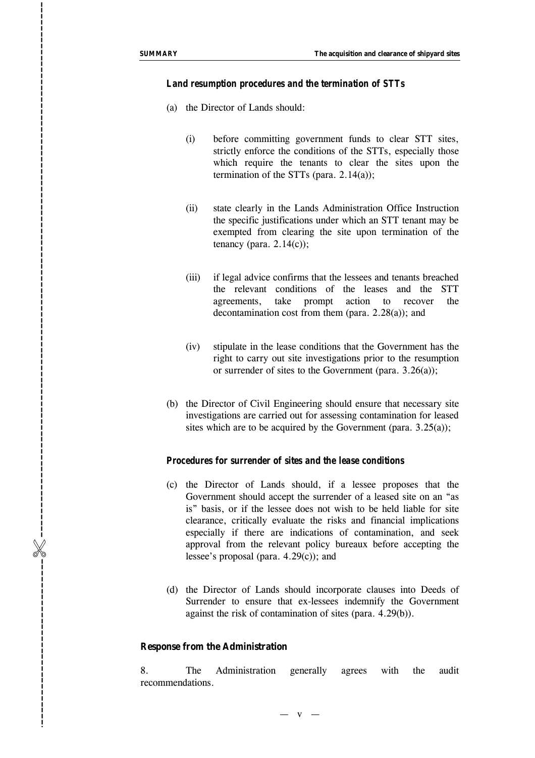### Land resumption procedures and the termination of STTs

(a) the Director of Lands should:

   (i) before committing government funds to clear STT sites, strictly enforce the conditions of the STTs, especially those which require the tenants to clear the sites upon the termination of the STTs (para. 2.14(a));

   (ii) state clearly in the Lands Administration Office Instruction the specific justifications under which an STT tenant may be exempted from clearing the site upon termination of the tenancy (para. 2.14(c));

   (iii) if legal advice confirms that the lessees and tenants breached the relevant conditions of the leases and the STT agreements, take prompt action to recover the decontamination cost from them (para. 2.28(a)); and

   (iv) stipulate in the lease conditions that the Government has the right to carry out site investigations prior to the resumption or surrender of sites to the Government (para. 3.26(a));

(b) the Director of Civil Engineering should ensure that necessary site investigations are carried out for assessing contamination for leased sites which are to be acquired by the Government (para. 3.25(a));

### Procedures for surrender of sites and the lease conditions

(c) the Director of Lands should, if a lessee proposes that the Government should accept the surrender of a leased site on an "as is" basis, or if the lessee does not wish to be held liable for site clearance, critically evaluate the risks and financial implications especially if there are indications of contamination, and seek approval from the relevant policy bureaux before accepting the lessee's proposal (para. 4.29(c)); and

(d) the Director of Lands should incorporate clauses into Deeds of Surrender to ensure that ex-lessees indemnify the Government against the risk of contamination of sites (para. 4.29(b)).

### Response from the Administration

8. The Administration generally agrees with the audit recommendations.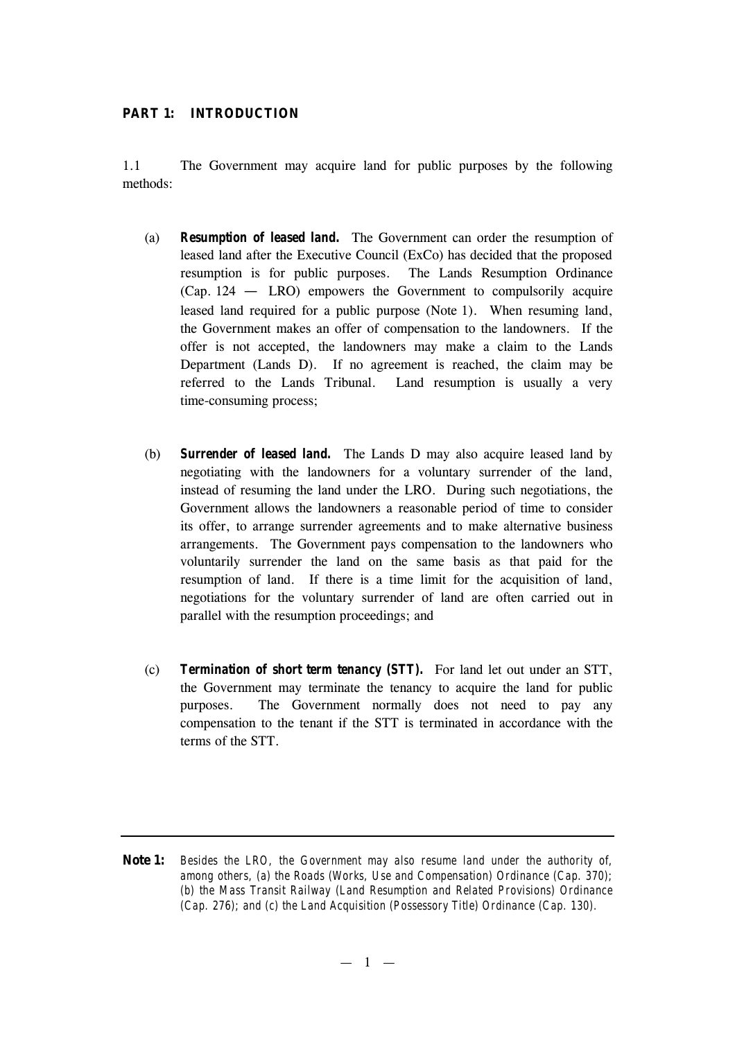## PART 1: INTRODUCTION

1.1 The Government may acquire land for public purposes by the following methods:

(a) ***Resumption of leased land.*** The Government can order the resumption of leased land after the Executive Council (ExCo) has decided that the proposed resumption is for public purposes. The Lands Resumption Ordinance (Cap. 124 — LRO) empowers the Government to compulsorily acquire leased land required for a public purpose (Note 1). When resuming land, the Government makes an offer of compensation to the landowners. If the offer is not accepted, the landowners may make a claim to the Lands Department (Lands D). If no agreement is reached, the claim may be referred to the Lands Tribunal. Land resumption is usually a very time-consuming process;

(b) ***Surrender of leased land.*** The Lands D may also acquire leased land by negotiating with the landowners for a voluntary surrender of the land, instead of resuming the land under the LRO. During such negotiations, the Government allows the landowners a reasonable period of time to consider its offer, to arrange surrender agreements and to make alternative business arrangements. The Government pays compensation to the landowners who voluntarily surrender the land on the same basis as that paid for the resumption of land. If there is a time limit for the acquisition of land, negotiations for the voluntary surrender of land are often carried out in parallel with the resumption proceedings; and

(c) ***Termination of short term tenancy (STT).*** For land let out under an STT, the Government may terminate the tenancy to acquire the land for public purposes. The Government normally does not need to pay any compensation to the tenant if the STT is terminated in accordance with the terms of the STT.

---

**Note 1:** *Besides the LRO, the Government may also resume land under the authority of, among others, (a) the Roads (Works, Use and Compensation) Ordinance (Cap. 370); (b) the Mass Transit Railway (Land Resumption and Related Provisions) Ordinance (Cap. 276); and (c) the Land Acquisition (Possessory Title) Ordinance (Cap. 130).*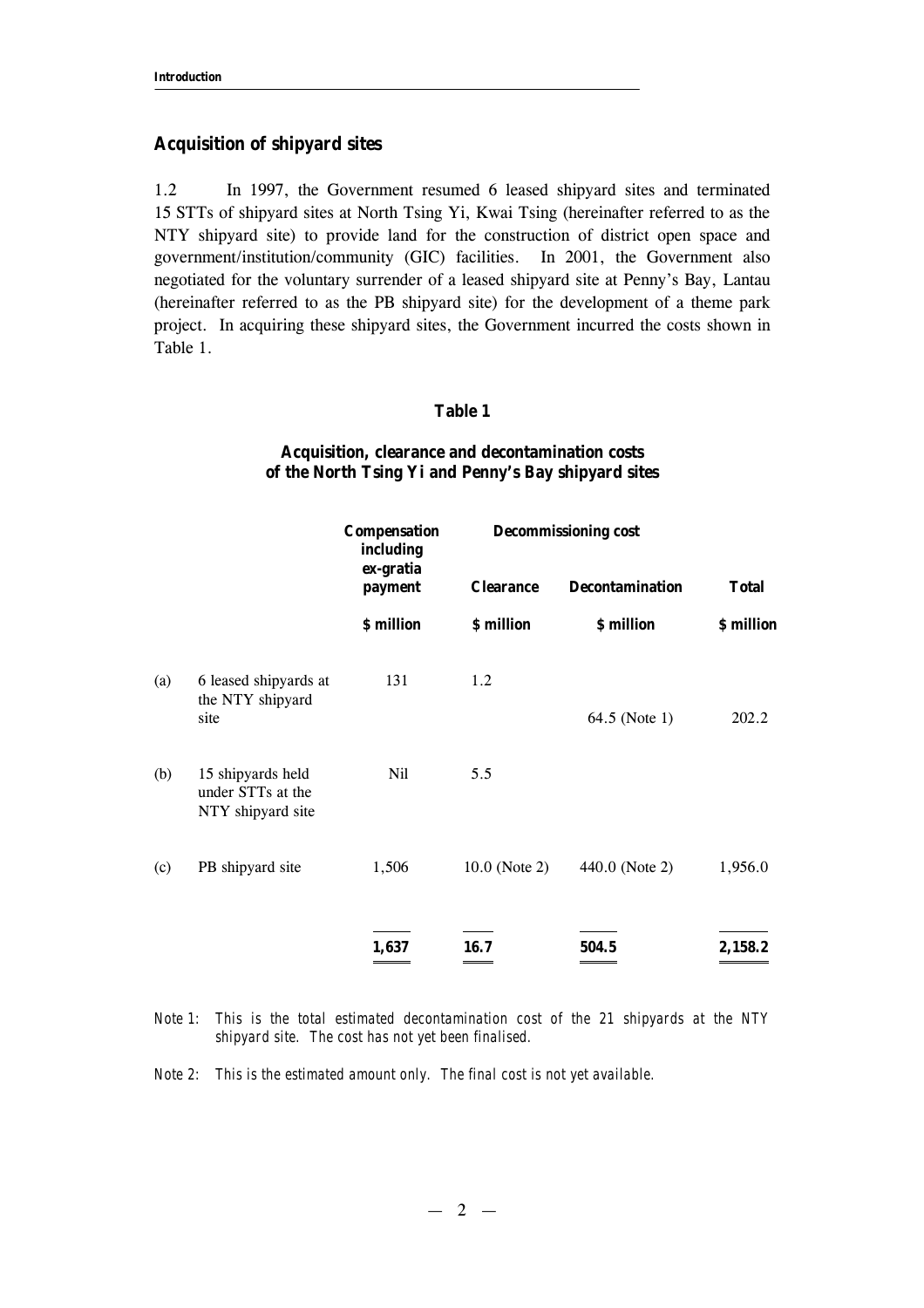## Acquisition of shipyard sites

1.2 In 1997, the Government resumed 6 leased shipyard sites and terminated 15 STTs of shipyard sites at North Tsing Yi, Kwai Tsing (hereinafter referred to as the NTY shipyard site) to provide land for the construction of district open space and government/institution/community (GIC) facilities. In 2001, the Government also negotiated for the voluntary surrender of a leased shipyard site at Penny's Bay, Lantau (hereinafter referred to as the PB shipyard site) for the development of a theme park project. In acquiring these shipyard sites, the Government incurred the costs shown in Table 1.

**Table 1**

**Acquisition, clearance and decontamination costs of the North Tsing Yi and Penny's Bay shipyard sites**

| | | Compensation including ex-gratia payment | Decommissioning cost | | |
|---|---|---|---|---|---|
| | | | **Clearance** | **Decontamination** | **Total** |
| | | **$ million** | **$ million** | **$ million** | **$ million** |
| (a) | 6 leased shipyards at the NTY shipyard site | 131 | 1.2 | 64.5 (Note 1) | 202.2 |
| (b) | 15 shipyards held under STTs at the NTY shipyard site | Nil | 5.5 | | |
| (c) | PB shipyard site | 1,506 | 10.0 (Note 2) | 440.0 (Note 2) | 1,956.0 |
| | | **1,637** | **16.7** | **504.5** | **2,158.2** |

*Note 1: This is the total estimated decontamination cost of the 21 shipyards at the NTY shipyard site. The cost has not yet been finalised.*

*Note 2: This is the estimated amount only. The final cost is not yet available.*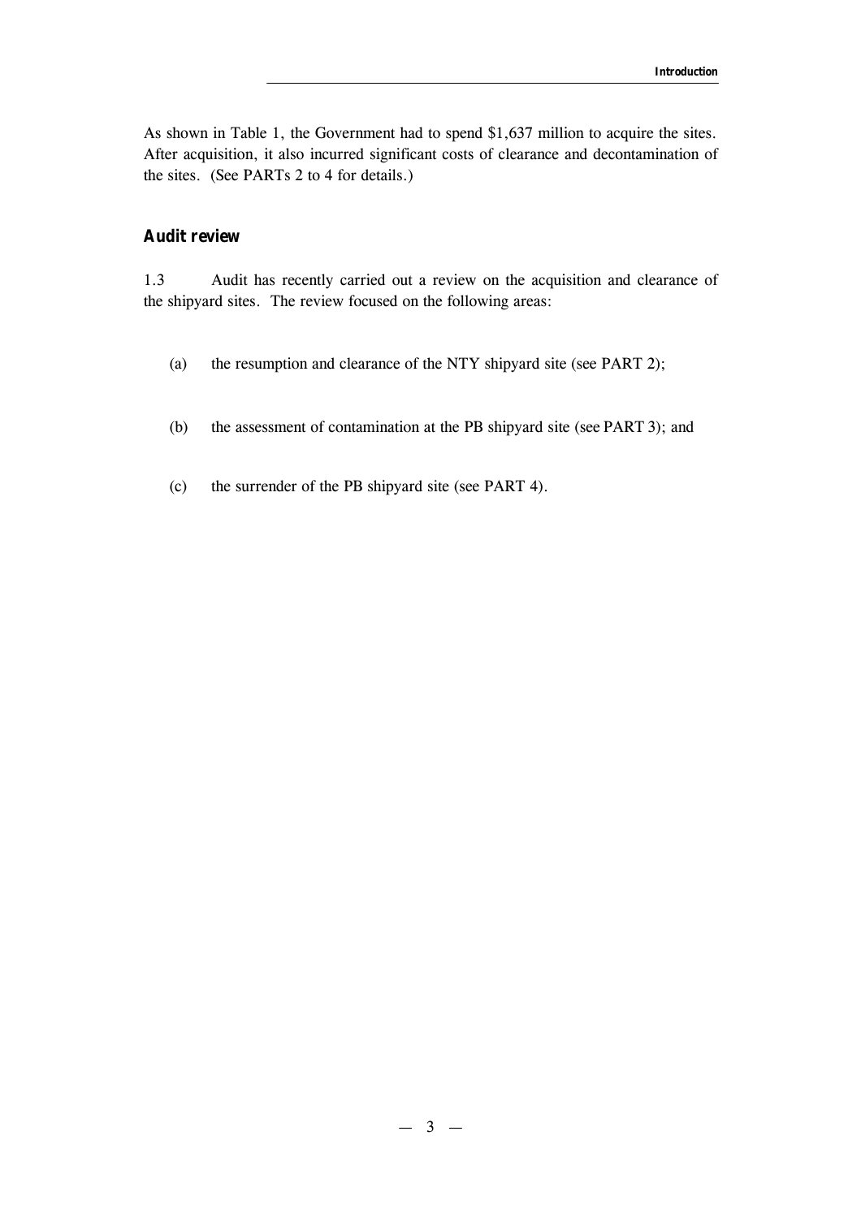As shown in Table 1, the Government had to spend $1,637 million to acquire the sites. After acquisition, it also incurred significant costs of clearance and decontamination of the sites. (See PARTs 2 to 4 for details.)

## Audit review

1.3 Audit has recently carried out a review on the acquisition and clearance of the shipyard sites. The review focused on the following areas:

(a) the resumption and clearance of the NTY shipyard site (see PART 2);

(b) the assessment of contamination at the PB shipyard site (see PART 3); and

(c) the surrender of the PB shipyard site (see PART 4).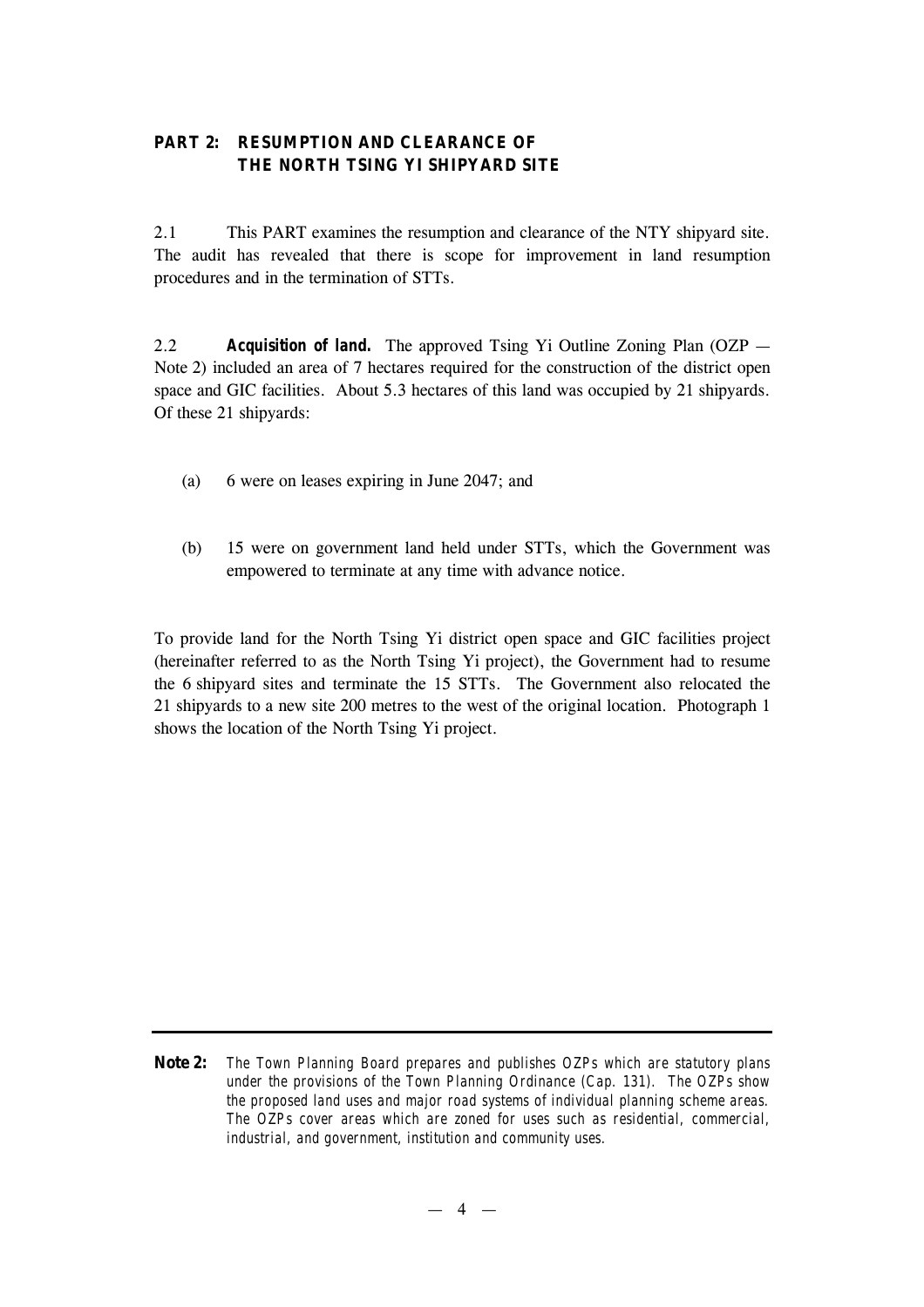## PART 2: RESUMPTION AND CLEARANCE OF THE NORTH TSING YI SHIPYARD SITE

2.1 This PART examines the resumption and clearance of the NTY shipyard site. The audit has revealed that there is scope for improvement in land resumption procedures and in the termination of STTs.

2.2 **Acquisition of land.** The approved Tsing Yi Outline Zoning Plan (OZP — Note 2) included an area of 7 hectares required for the construction of the district open space and GIC facilities. About 5.3 hectares of this land was occupied by 21 shipyards. Of these 21 shipyards:

(a) 6 were on leases expiring in June 2047; and

(b) 15 were on government land held under STTs, which the Government was empowered to terminate at any time with advance notice.

To provide land for the North Tsing Yi district open space and GIC facilities project (hereinafter referred to as the North Tsing Yi project), the Government had to resume the 6 shipyard sites and terminate the 15 STTs. The Government also relocated the 21 shipyards to a new site 200 metres to the west of the original location. Photograph 1 shows the location of the North Tsing Yi project.

---

**Note 2:** *The Town Planning Board prepares and publishes OZPs which are statutory plans under the provisions of the Town Planning Ordinance (Cap. 131). The OZPs show the proposed land uses and major road systems of individual planning scheme areas. The OZPs cover areas which are zoned for uses such as residential, commercial, industrial, and government, institution and community uses.*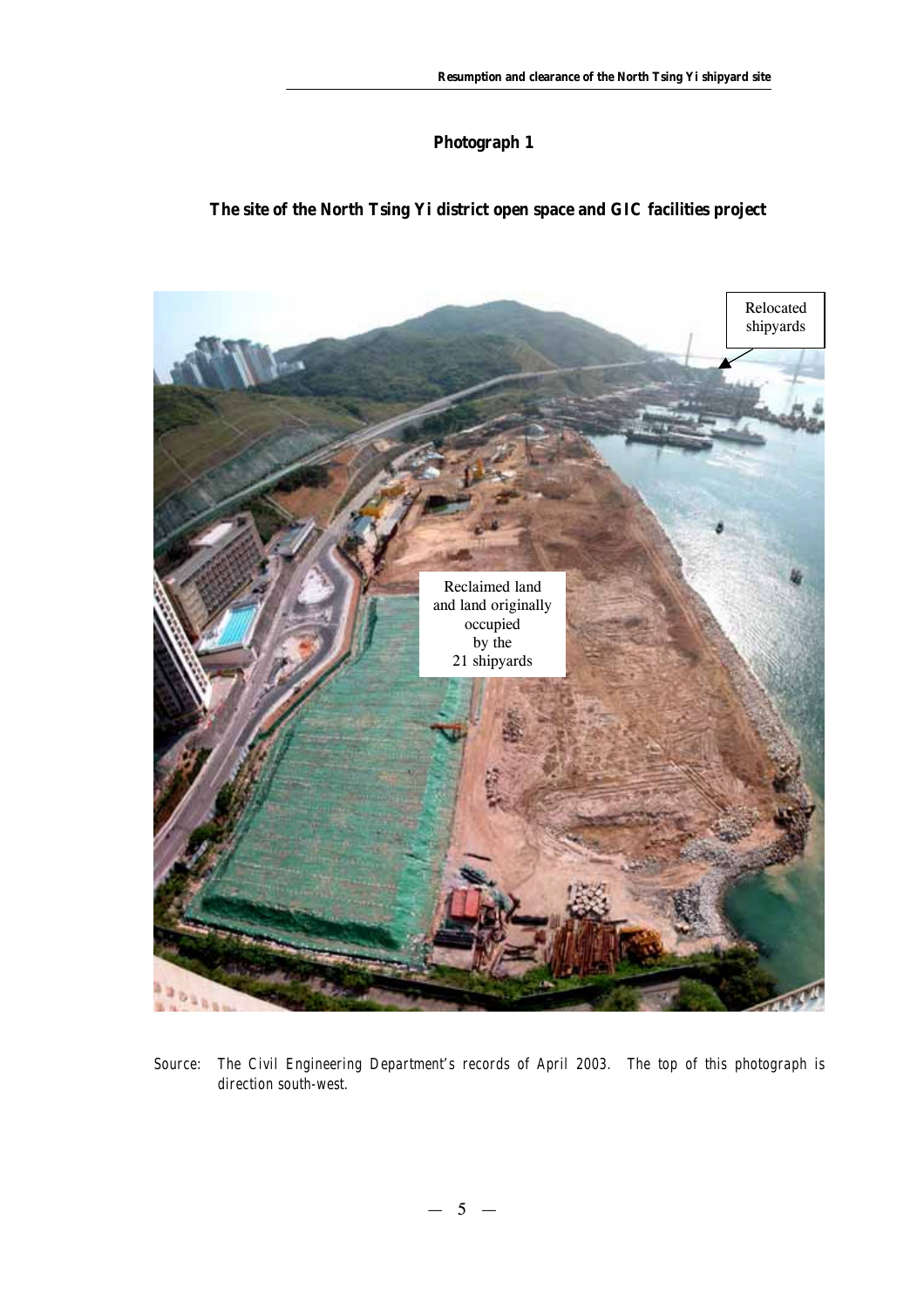**Photograph 1**

**The site of the North Tsing Yi district open space and GIC facilities project**

Relocated shipyards

Reclaimed land and land originally occupied by the 21 shipyards

Source: The Civil Engineering Department's records of April 2003. The top of this photograph is direction south-west.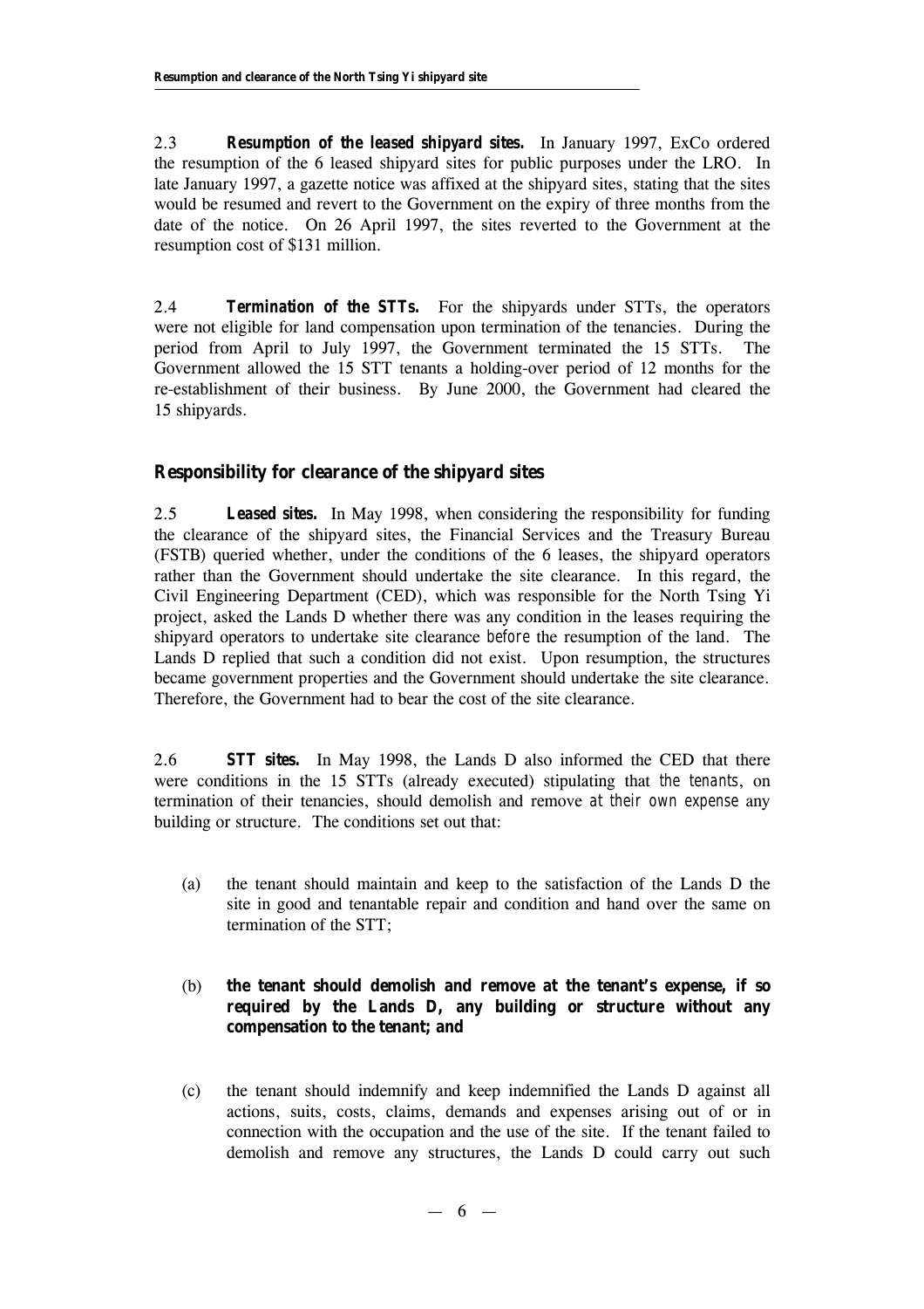2.3 ***Resumption of the leased shipyard sites.*** In January 1997, ExCo ordered the resumption of the 6 leased shipyard sites for public purposes under the LRO. In late January 1997, a gazette notice was affixed at the shipyard sites, stating that the sites would be resumed and revert to the Government on the expiry of three months from the date of the notice. On 26 April 1997, the sites reverted to the Government at the resumption cost of $131 million.

2.4 ***Termination of the STTs.*** For the shipyards under STTs, the operators were not eligible for land compensation upon termination of the tenancies. During the period from April to July 1997, the Government terminated the 15 STTs. The Government allowed the 15 STT tenants a holding-over period of 12 months for the re-establishment of their business. By June 2000, the Government had cleared the 15 shipyards.

## Responsibility for clearance of the shipyard sites

2.5 ***Leased sites.*** In May 1998, when considering the responsibility for funding the clearance of the shipyard sites, the Financial Services and the Treasury Bureau (FSTB) queried whether, under the conditions of the 6 leases, the shipyard operators rather than the Government should undertake the site clearance. In this regard, the Civil Engineering Department (CED), which was responsible for the North Tsing Yi project, asked the Lands D whether there was any condition in the leases requiring the shipyard operators to undertake site clearance *before* the resumption of the land. The Lands D replied that such a condition did not exist. Upon resumption, the structures became government properties and the Government should undertake the site clearance. Therefore, the Government had to bear the cost of the site clearance.

2.6 ***STT sites.*** In May 1998, the Lands D also informed the CED that there were conditions in the 15 STTs (already executed) stipulating that *the tenants*, on termination of their tenancies, should demolish and remove *at their own expense* any building or structure. The conditions set out that:

(a) the tenant should maintain and keep to the satisfaction of the Lands D the site in good and tenantable repair and condition and hand over the same on termination of the STT;

(b) **the tenant should demolish and remove at the tenant's expense, if so required by the Lands D, any building or structure without any compensation to the tenant; and**

(c) the tenant should indemnify and keep indemnified the Lands D against all actions, suits, costs, claims, demands and expenses arising out of or in connection with the occupation and the use of the site. If the tenant failed to demolish and remove any structures, the Lands D could carry out such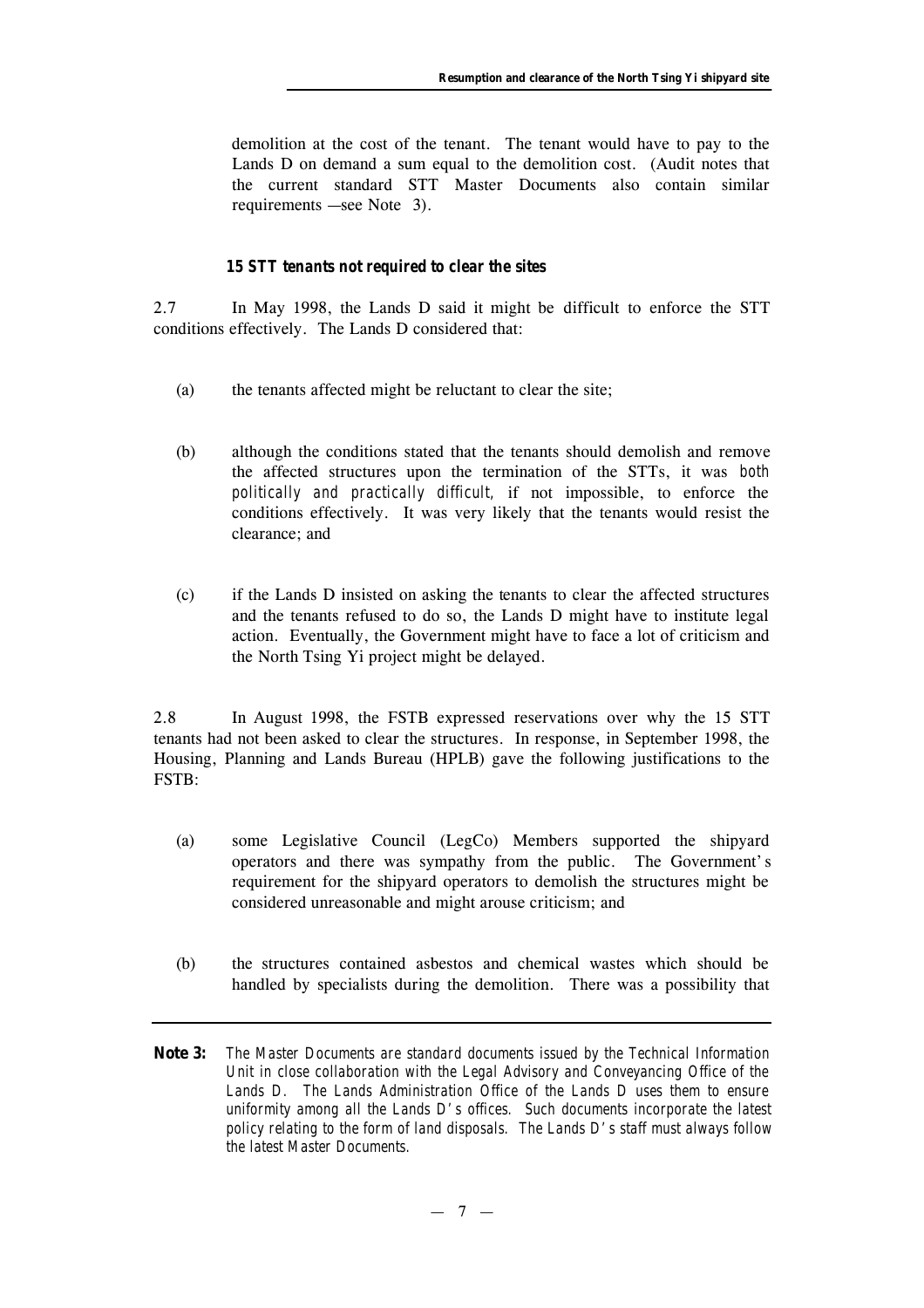demolition at the cost of the tenant. The tenant would have to pay to the Lands D on demand a sum equal to the demolition cost. (Audit notes that the current standard STT Master Documents also contain similar requirements — see Note 3).

### *15 STT tenants not required to clear the sites*

2.7 In May 1998, the Lands D said it might be difficult to enforce the STT conditions effectively. The Lands D considered that:

(a) the tenants affected might be reluctant to clear the site;

(b) although the conditions stated that the tenants should demolish and remove the affected structures upon the termination of the STTs, it was *both politically and practically difficult*, if not impossible, to enforce the conditions effectively. It was very likely that the tenants would resist the clearance; and

(c) if the Lands D insisted on asking the tenants to clear the affected structures and the tenants refused to do so, the Lands D might have to institute legal action. Eventually, the Government might have to face a lot of criticism and the North Tsing Yi project might be delayed.

2.8 In August 1998, the FSTB expressed reservations over why the 15 STT tenants had not been asked to clear the structures. In response, in September 1998, the Housing, Planning and Lands Bureau (HPLB) gave the following justifications to the FSTB:

(a) some Legislative Council (LegCo) Members supported the shipyard operators and there was sympathy from the public. The Government's requirement for the shipyard operators to demolish the structures might be considered unreasonable and might arouse criticism; and

(b) the structures contained asbestos and chemical wastes which should be handled by specialists during the demolition. There was a possibility that

---

**Note 3:** *The Master Documents are standard documents issued by the Technical Information Unit in close collaboration with the Legal Advisory and Conveyancing Office of the Lands D. The Lands Administration Office of the Lands D uses them to ensure uniformity among all the Lands D's offices. Such documents incorporate the latest policy relating to the form of land disposals. The Lands D's staff must always follow the latest Master Documents.*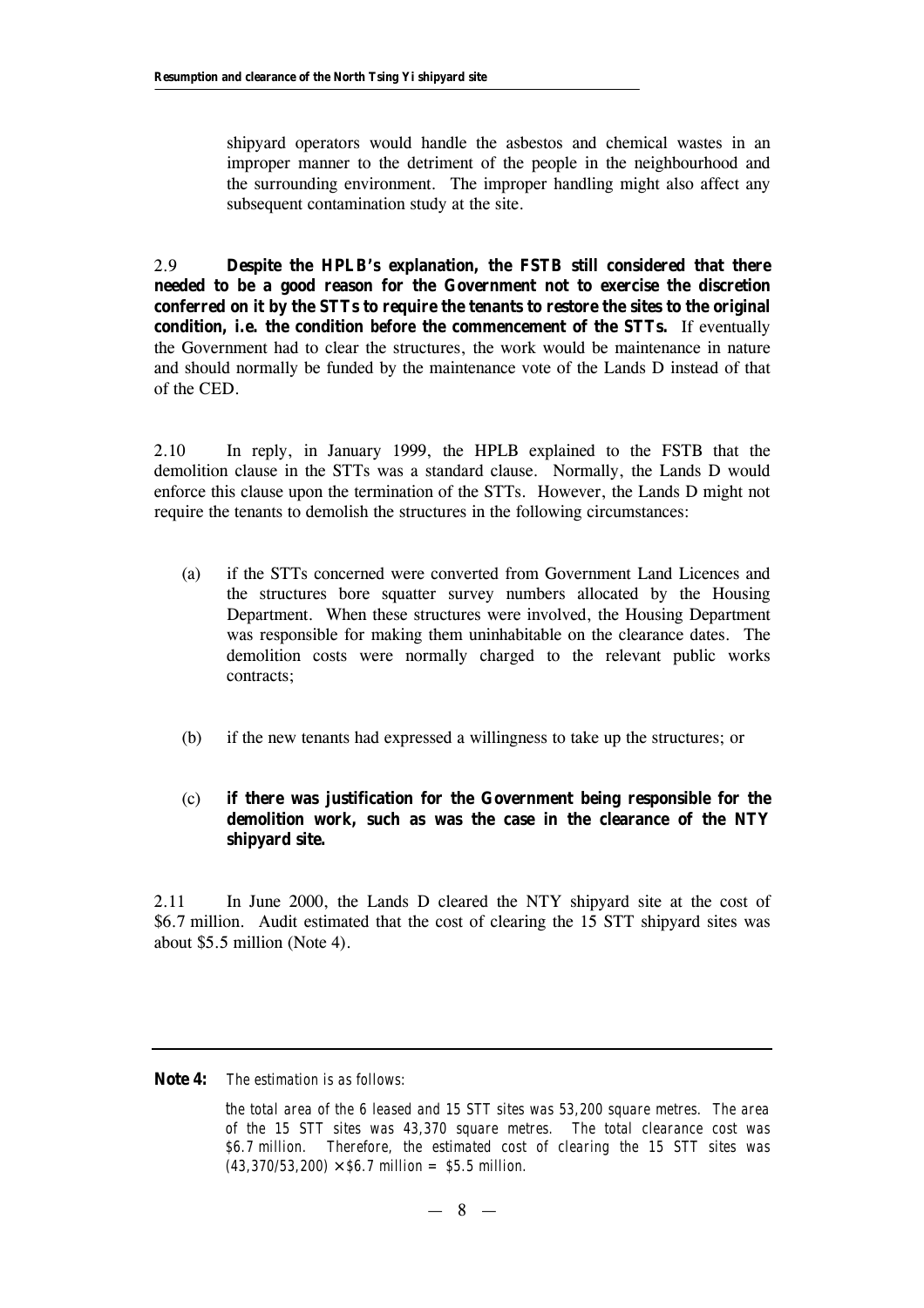shipyard operators would handle the asbestos and chemical wastes in an improper manner to the detriment of the people in the neighbourhood and the surrounding environment. The improper handling might also affect any subsequent contamination study at the site.

2.9 **Despite the HPLB's explanation, the FSTB still considered that there needed to be a good reason for the Government not to exercise the discretion conferred on it by the STTs to require the tenants to restore the sites to the original condition, i.e. the condition before the commencement of the STTs.** If eventually the Government had to clear the structures, the work would be maintenance in nature and should normally be funded by the maintenance vote of the Lands D instead of that of the CED.

2.10 In reply, in January 1999, the HPLB explained to the FSTB that the demolition clause in the STTs was a standard clause. Normally, the Lands D would enforce this clause upon the termination of the STTs. However, the Lands D might not require the tenants to demolish the structures in the following circumstances:

(a) if the STTs concerned were converted from Government Land Licences and the structures bore squatter survey numbers allocated by the Housing Department. When these structures were involved, the Housing Department was responsible for making them uninhabitable on the clearance dates. The demolition costs were normally charged to the relevant public works contracts;

(b) if the new tenants had expressed a willingness to take up the structures; or

(c) **if there was justification for the Government being responsible for the demolition work, such as was the case in the clearance of the NTY shipyard site.**

2.11 In June 2000, the Lands D cleared the NTY shipyard site at the cost of \$6.7 million. Audit estimated that the cost of clearing the 15 STT shipyard sites was about \$5.5 million (Note 4).

---

**Note 4:** *The estimation is as follows:*

*the total area of the 6 leased and 15 STT sites was 53,200 square metres. The area of the 15 STT sites was 43,370 square metres. The total clearance cost was \$6.7 million. Therefore, the estimated cost of clearing the 15 STT sites was (43,370/53,200) × \$6.7 million = \$5.5 million.*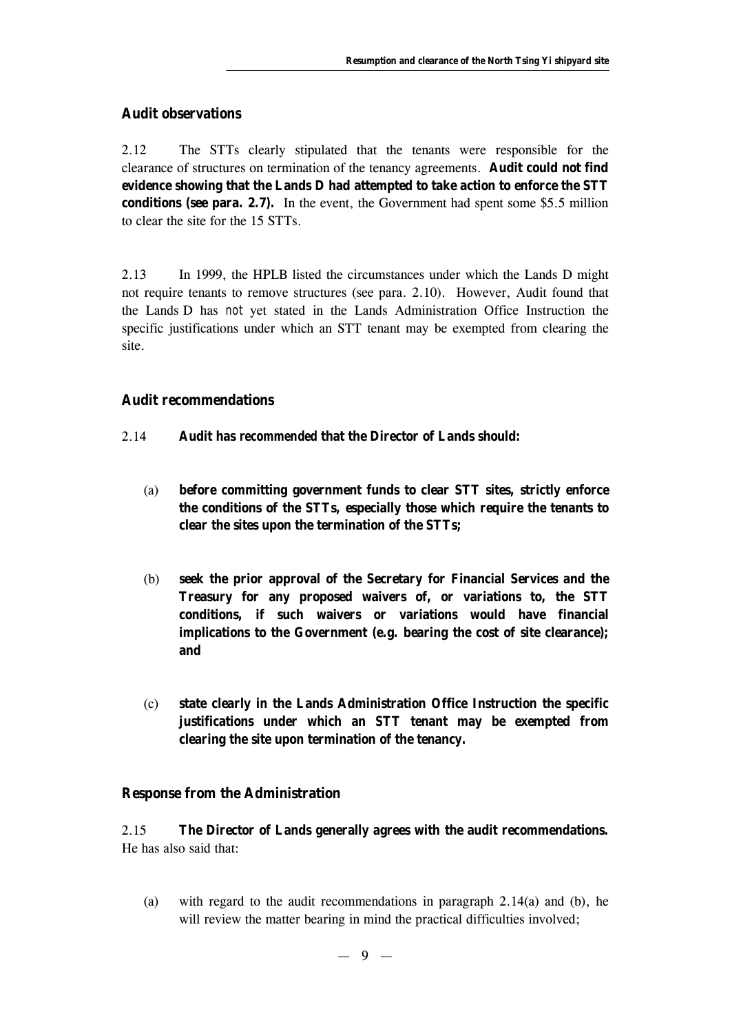## Audit observations

2.12 The STTs clearly stipulated that the tenants were responsible for the clearance of structures on termination of the tenancy agreements. **Audit could not find evidence showing that the Lands D had attempted to take action to enforce the STT conditions (see para. 2.7).** In the event, the Government had spent some $5.5 million to clear the site for the 15 STTs.

2.13 In 1999, the HPLB listed the circumstances under which the Lands D might not require tenants to remove structures (see para. 2.10). However, Audit found that the Lands D has *not* yet stated in the Lands Administration Office Instruction the specific justifications under which an STT tenant may be exempted from clearing the site.

## Audit recommendations

2.14 **Audit has *recommended* that the Director of Lands should:**

(a) **before committing government funds to clear STT sites, strictly enforce the conditions of the STTs, especially those which require the tenants to clear the sites upon the termination of the STTs;**

(b) **seek the prior approval of the Secretary for Financial Services and the Treasury for any proposed waivers of, or variations to, the STT conditions, if such waivers or variations would have financial implications to the Government (e.g. bearing the cost of site clearance); and**

(c) **state clearly in the Lands Administration Office Instruction the specific justifications under which an STT tenant may be exempted from clearing the site upon termination of the tenancy.**

## Response from the Administration

2.15 **The Director of Lands generally agrees with the audit recommendations.** He has also said that:

(a) with regard to the audit recommendations in paragraph 2.14(a) and (b), he will review the matter bearing in mind the practical difficulties involved;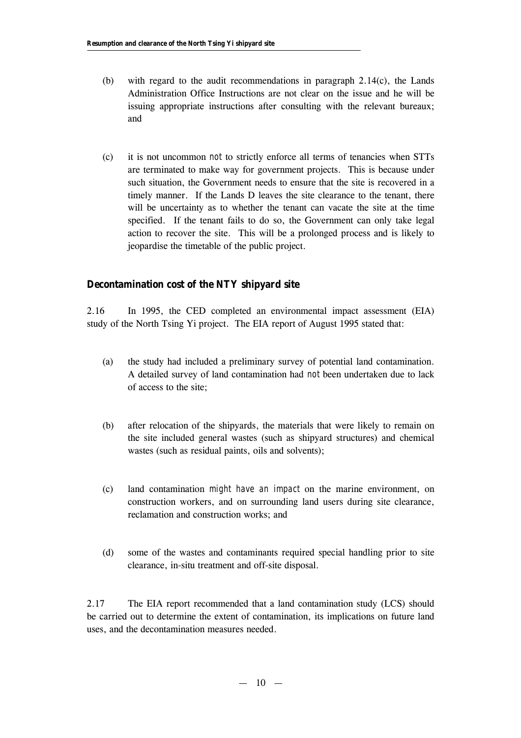(b) with regard to the audit recommendations in paragraph 2.14(c), the Lands Administration Office Instructions are not clear on the issue and he will be issuing appropriate instructions after consulting with the relevant bureaux; and

(c) it is not uncommon *not* to strictly enforce all terms of tenancies when STTs are terminated to make way for government projects. This is because under such situation, the Government needs to ensure that the site is recovered in a timely manner. If the Lands D leaves the site clearance to the tenant, there will be uncertainty as to whether the tenant can vacate the site at the time specified. If the tenant fails to do so, the Government can only take legal action to recover the site. This will be a prolonged process and is likely to jeopardise the timetable of the public project.

### Decontamination cost of the NTY shipyard site

2.16 In 1995, the CED completed an environmental impact assessment (EIA) study of the North Tsing Yi project. The EIA report of August 1995 stated that:

(a) the study had included a preliminary survey of potential land contamination. A detailed survey of land contamination had *not* been undertaken due to lack of access to the site;

(b) after relocation of the shipyards, the materials that were likely to remain on the site included general wastes (such as shipyard structures) and chemical wastes (such as residual paints, oils and solvents);

(c) land contamination *might have an impact* on the marine environment, on construction workers, and on surrounding land users during site clearance, reclamation and construction works; and

(d) some of the wastes and contaminants required special handling prior to site clearance, in-situ treatment and off-site disposal.

2.17 The EIA report recommended that a land contamination study (LCS) should be carried out to determine the extent of contamination, its implications on future land uses, and the decontamination measures needed.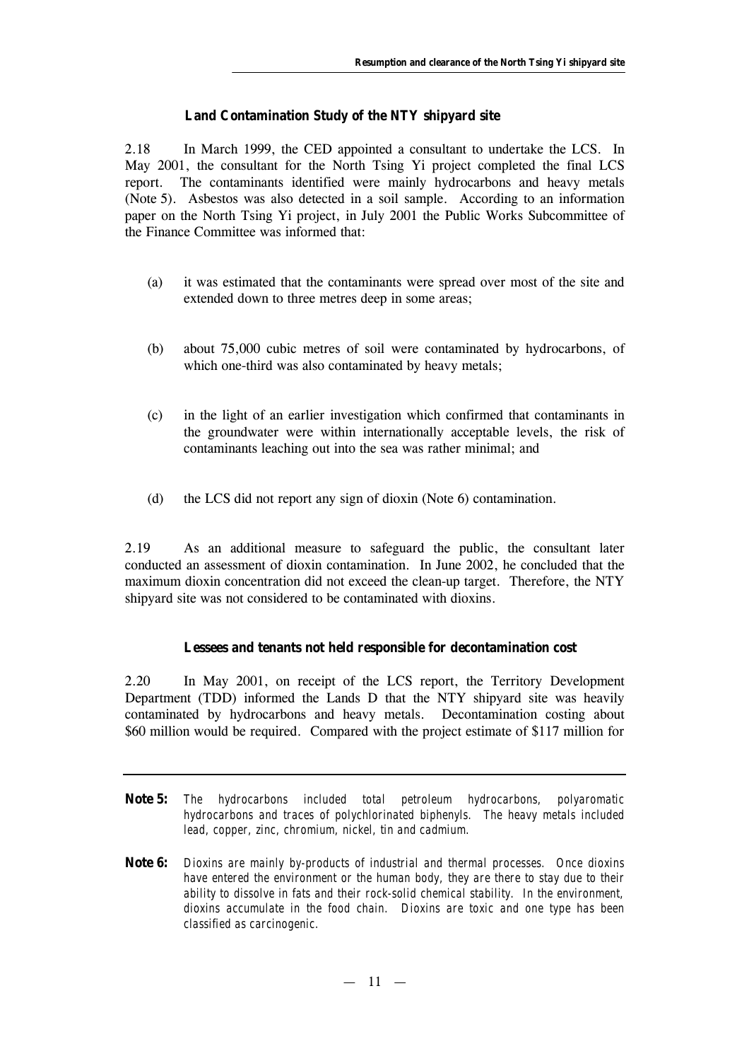### Land Contamination Study of the NTY shipyard site

2.18 In March 1999, the CED appointed a consultant to undertake the LCS. In May 2001, the consultant for the North Tsing Yi project completed the final LCS report. The contaminants identified were mainly hydrocarbons and heavy metals (Note 5). Asbestos was also detected in a soil sample. According to an information paper on the North Tsing Yi project, in July 2001 the Public Works Subcommittee of the Finance Committee was informed that:

(a) it was estimated that the contaminants were spread over most of the site and extended down to three metres deep in some areas;

(b) about 75,000 cubic metres of soil were contaminated by hydrocarbons, of which one-third was also contaminated by heavy metals;

(c) in the light of an earlier investigation which confirmed that contaminants in the groundwater were within internationally acceptable levels, the risk of contaminants leaching out into the sea was rather minimal; and

(d) the LCS did not report any sign of dioxin (Note 6) contamination.

2.19 As an additional measure to safeguard the public, the consultant later conducted an assessment of dioxin contamination. In June 2002, he concluded that the maximum dioxin concentration did not exceed the clean-up target. Therefore, the NTY shipyard site was not considered to be contaminated with dioxins.

### Lessees and tenants not held responsible for decontamination cost

2.20 In May 2001, on receipt of the LCS report, the Territory Development Department (TDD) informed the Lands D that the NTY shipyard site was heavily contaminated by hydrocarbons and heavy metals. Decontamination costing about $60 million would be required. Compared with the project estimate of $117 million for

---

**Note 5:** *The hydrocarbons included total petroleum hydrocarbons, polyaromatic hydrocarbons and traces of polychlorinated biphenyls. The heavy metals included lead, copper, zinc, chromium, nickel, tin and cadmium.*

**Note 6:** *Dioxins are mainly by-products of industrial and thermal processes. Once dioxins have entered the environment or the human body, they are there to stay due to their ability to dissolve in fats and their rock-solid chemical stability. In the environment, dioxins accumulate in the food chain. Dioxins are toxic and one type has been classified as carcinogenic.*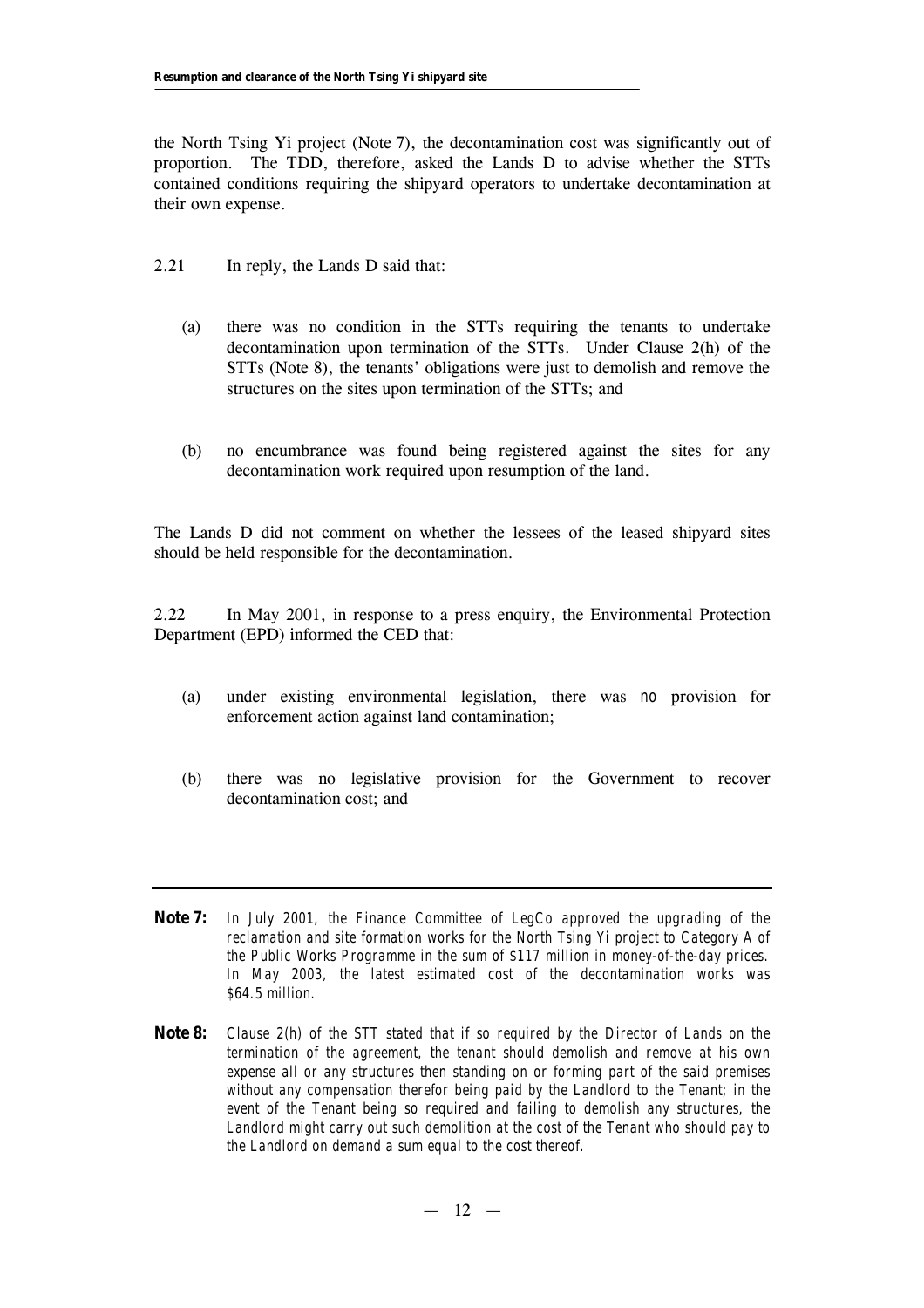the North Tsing Yi project (Note 7), the decontamination cost was significantly out of proportion. The TDD, therefore, asked the Lands D to advise whether the STTs contained conditions requiring the shipyard operators to undertake decontamination at their own expense.

2.21 In reply, the Lands D said that:

(a) there was no condition in the STTs requiring the tenants to undertake decontamination upon termination of the STTs. Under Clause 2(h) of the STTs (Note 8), the tenants' obligations were just to demolish and remove the structures on the sites upon termination of the STTs; and

(b) no encumbrance was found being registered against the sites for any decontamination work required upon resumption of the land.

The Lands D did not comment on whether the lessees of the leased shipyard sites should be held responsible for the decontamination.

2.22 In May 2001, in response to a press enquiry, the Environmental Protection Department (EPD) informed the CED that:

(a) under existing environmental legislation, there was *no* provision for enforcement action against land contamination;

(b) there was no legislative provision for the Government to recover decontamination cost; and

---

**Note 7:** *In July 2001, the Finance Committee of LegCo approved the upgrading of the reclamation and site formation works for the North Tsing Yi project to Category A of the Public Works Programme in the sum of $117 million in money-of-the-day prices. In May 2003, the latest estimated cost of the decontamination works was $64.5 million.*

**Note 8:** *Clause 2(h) of the STT stated that if so required by the Director of Lands on the termination of the agreement, the tenant should demolish and remove at his own expense all or any structures then standing on or forming part of the said premises without any compensation therefor being paid by the Landlord to the Tenant; in the event of the Tenant being so required and failing to demolish any structures, the Landlord might carry out such demolition at the cost of the Tenant who should pay to the Landlord on demand a sum equal to the cost thereof.*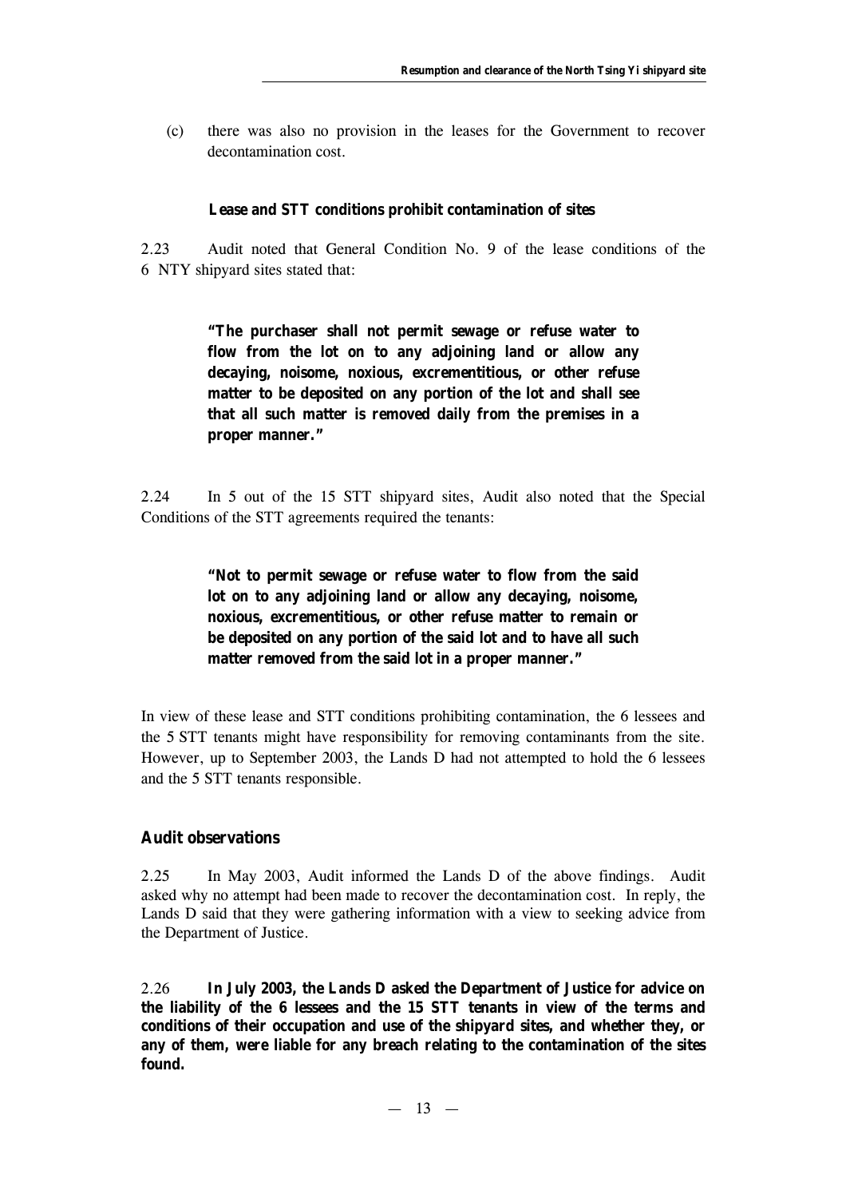(c) there was also no provision in the leases for the Government to recover decontamination cost.

**Lease and STT conditions prohibit contamination of sites**

2.23 Audit noted that General Condition No. 9 of the lease conditions of the 6 NTY shipyard sites stated that:

> **"The purchaser shall not permit sewage or refuse water to flow from the lot on to any adjoining land or allow any decaying, noisome, noxious, excrementitious, or other refuse matter to be deposited on any portion of the lot and shall see that all such matter is removed daily from the premises in a proper manner."**

2.24 In 5 out of the 15 STT shipyard sites, Audit also noted that the Special Conditions of the STT agreements required the tenants:

> **"Not to permit sewage or refuse water to flow from the said lot on to any adjoining land or allow any decaying, noisome, noxious, excrementitious, or other refuse matter to remain or be deposited on any portion of the said lot and to have all such matter removed from the said lot in a proper manner."**

In view of these lease and STT conditions prohibiting contamination, the 6 lessees and the 5 STT tenants might have responsibility for removing contaminants from the site. However, up to September 2003, the Lands D had not attempted to hold the 6 lessees and the 5 STT tenants responsible.

## Audit observations

2.25 In May 2003, Audit informed the Lands D of the above findings. Audit asked why no attempt had been made to recover the decontamination cost. In reply, the Lands D said that they were gathering information with a view to seeking advice from the Department of Justice.

2.26 **In July 2003, the Lands D asked the Department of Justice for advice on the liability of the 6 lessees and the 15 STT tenants in view of the terms and conditions of their occupation and use of the shipyard sites, and whether they, or any of them, were liable for any breach relating to the contamination of the sites found.**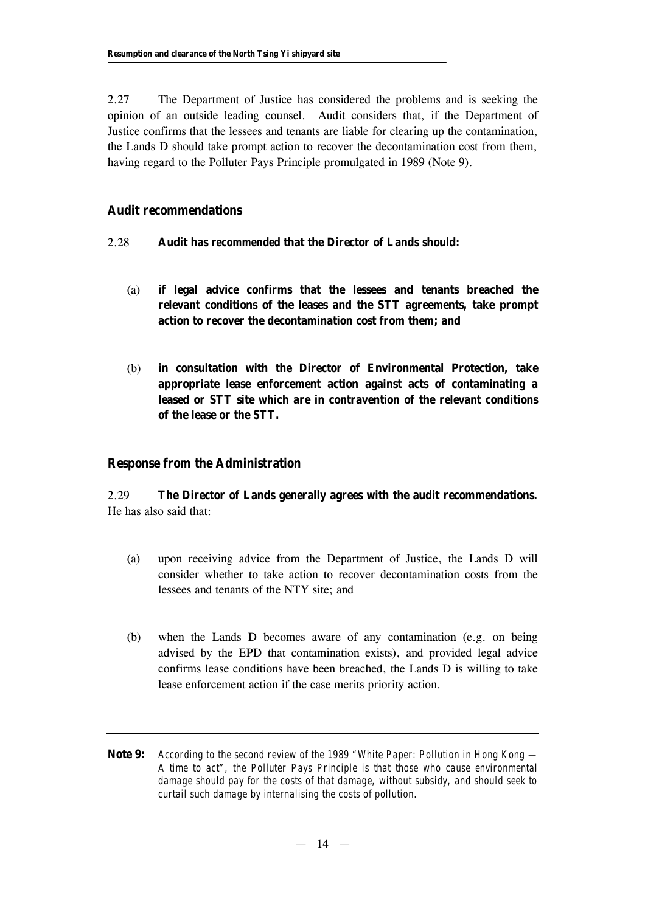2.27 The Department of Justice has considered the problems and is seeking the opinion of an outside leading counsel. Audit considers that, if the Department of Justice confirms that the lessees and tenants are liable for clearing up the contamination, the Lands D should take prompt action to recover the decontamination cost from them, having regard to the Polluter Pays Principle promulgated in 1989 (Note 9).

## Audit recommendations

2.28 **Audit has recommended that the Director of Lands should:**

(a) **if legal advice confirms that the lessees and tenants breached the relevant conditions of the leases and the STT agreements, take prompt action to recover the decontamination cost from them; and**

(b) **in consultation with the Director of Environmental Protection, take appropriate lease enforcement action against acts of contaminating a leased or STT site which are in contravention of the relevant conditions of the lease or the STT.**

## Response from the Administration

2.29 **The Director of Lands generally agrees with the audit recommendations.** He has also said that:

(a) upon receiving advice from the Department of Justice, the Lands D will consider whether to take action to recover decontamination costs from the lessees and tenants of the NTY site; and

(b) when the Lands D becomes aware of any contamination (e.g. on being advised by the EPD that contamination exists), and provided legal advice confirms lease conditions have been breached, the Lands D is willing to take lease enforcement action if the case merits priority action.

---

**Note 9:** *According to the second review of the 1989 "White Paper: Pollution in Hong Kong — A time to act", the Polluter Pays Principle is that those who cause environmental damage should pay for the costs of that damage, without subsidy, and should seek to curtail such damage by internalising the costs of pollution.*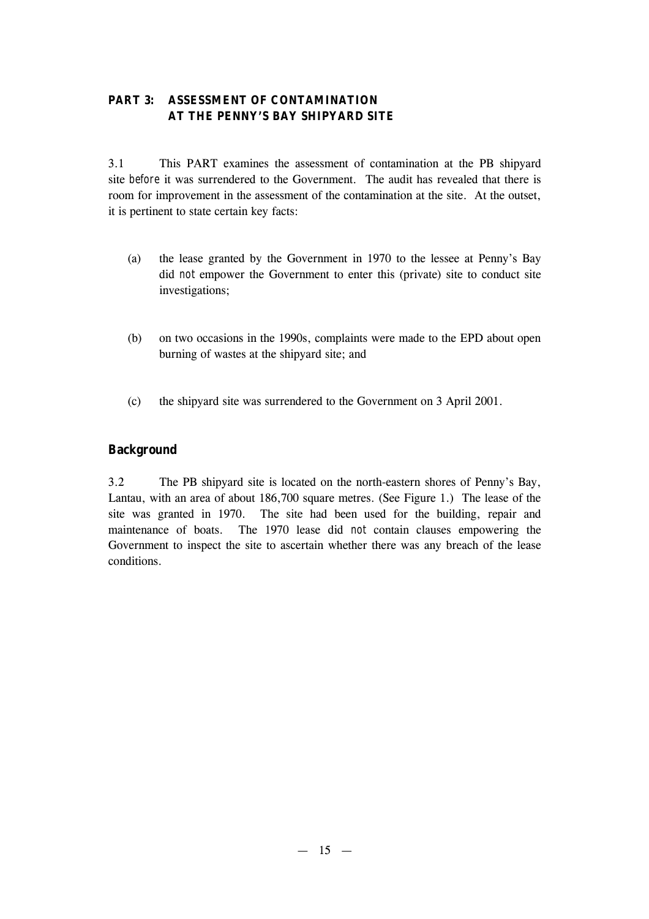## PART 3: ASSESSMENT OF CONTAMINATION AT THE PENNY'S BAY SHIPYARD SITE

3.1 This PART examines the assessment of contamination at the PB shipyard site *before* it was surrendered to the Government. The audit has revealed that there is room for improvement in the assessment of the contamination at the site. At the outset, it is pertinent to state certain key facts:

(a) the lease granted by the Government in 1970 to the lessee at Penny's Bay did *not* empower the Government to enter this (private) site to conduct site investigations;

(b) on two occasions in the 1990s, complaints were made to the EPD about open burning of wastes at the shipyard site; and

(c) the shipyard site was surrendered to the Government on 3 April 2001.

### Background

3.2 The PB shipyard site is located on the north-eastern shores of Penny's Bay, Lantau, with an area of about 186,700 square metres. (See Figure 1.) The lease of the site was granted in 1970. The site had been used for the building, repair and maintenance of boats. The 1970 lease did *not* contain clauses empowering the Government to inspect the site to ascertain whether there was any breach of the lease conditions.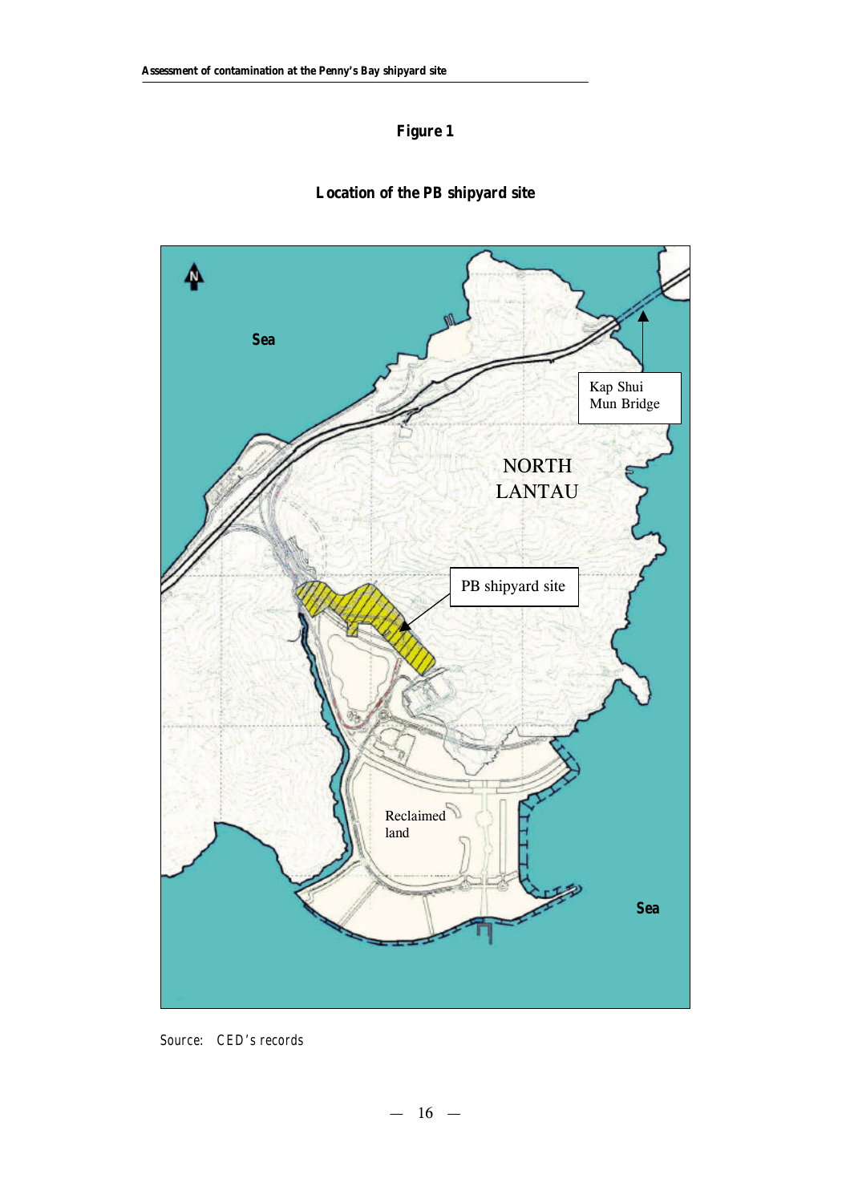**Figure 1**

**Location of the PB shipyard site**

Source: CED's records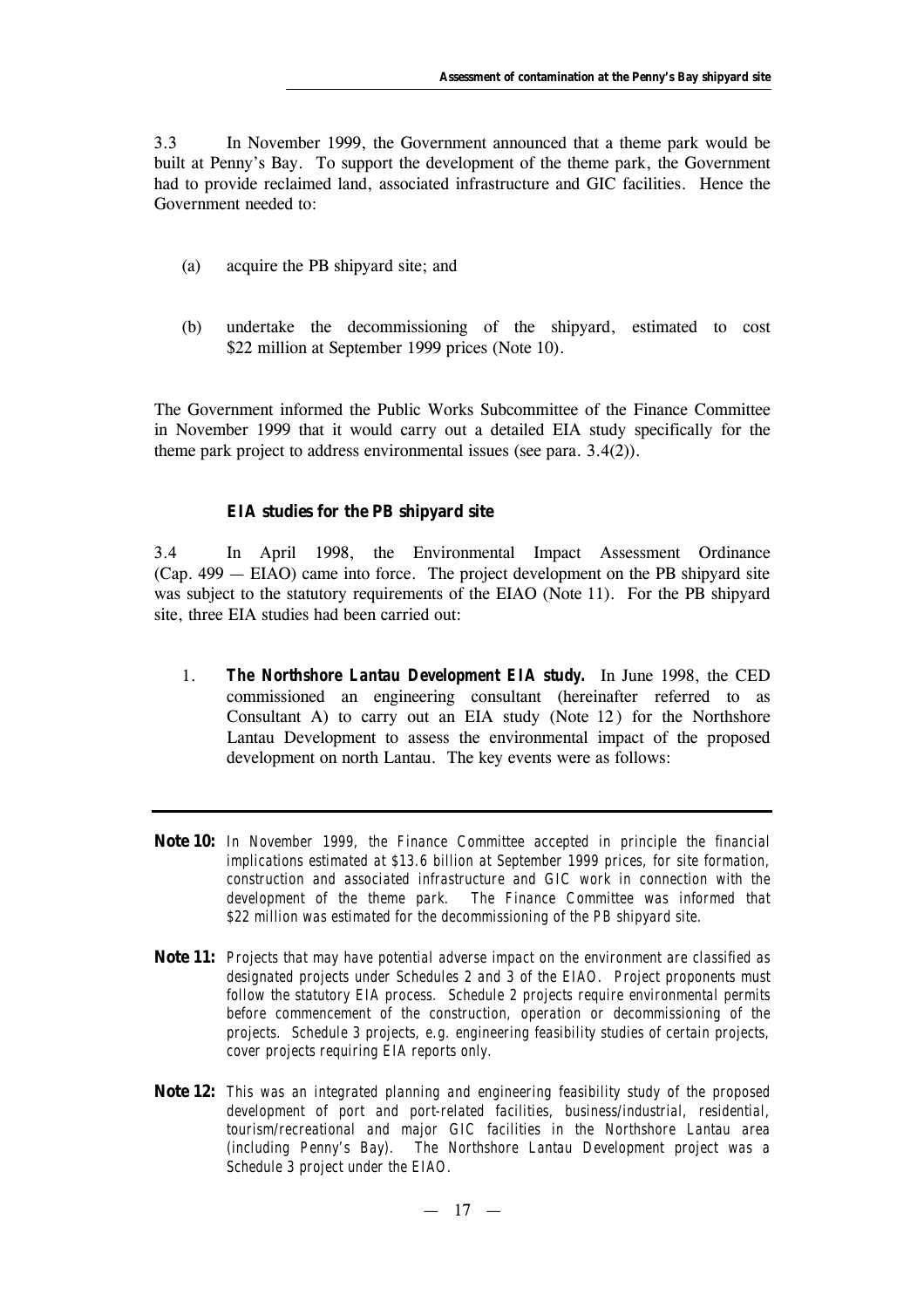3.3 In November 1999, the Government announced that a theme park would be built at Penny's Bay. To support the development of the theme park, the Government had to provide reclaimed land, associated infrastructure and GIC facilities. Hence the Government needed to:

(a) acquire the PB shipyard site; and

(b) undertake the decommissioning of the shipyard, estimated to cost $22 million at September 1999 prices (Note 10).

The Government informed the Public Works Subcommittee of the Finance Committee in November 1999 that it would carry out a detailed EIA study specifically for the theme park project to address environmental issues (see para. 3.4(2)).

### EIA studies for the PB shipyard site

3.4 In April 1998, the Environmental Impact Assessment Ordinance (Cap. 499 — EIAO) came into force. The project development on the PB shipyard site was subject to the statutory requirements of the EIAO (Note 11). For the PB shipyard site, three EIA studies had been carried out:

1. **The Northshore Lantau Development EIA study.** In June 1998, the CED commissioned an engineering consultant (hereinafter referred to as Consultant A) to carry out an EIA study (Note 12) for the Northshore Lantau Development to assess the environmental impact of the proposed development on north Lantau. The key events were as follows:

---

**Note 10:** *In November 1999, the Finance Committee accepted in principle the financial implications estimated at $13.6 billion at September 1999 prices, for site formation, construction and associated infrastructure and GIC work in connection with the development of the theme park. The Finance Committee was informed that $22 million was estimated for the decommissioning of the PB shipyard site.*

**Note 11:** *Projects that may have potential adverse impact on the environment are classified as designated projects under Schedules 2 and 3 of the EIAO. Project proponents must follow the statutory EIA process. Schedule 2 projects require environmental permits before commencement of the construction, operation or decommissioning of the projects. Schedule 3 projects, e.g. engineering feasibility studies of certain projects, cover projects requiring EIA reports only.*

**Note 12:** *This was an integrated planning and engineering feasibility study of the proposed development of port and port-related facilities, business/industrial, residential, tourism/recreational and major GIC facilities in the Northshore Lantau area (including Penny's Bay). The Northshore Lantau Development project was a Schedule 3 project under the EIAO.*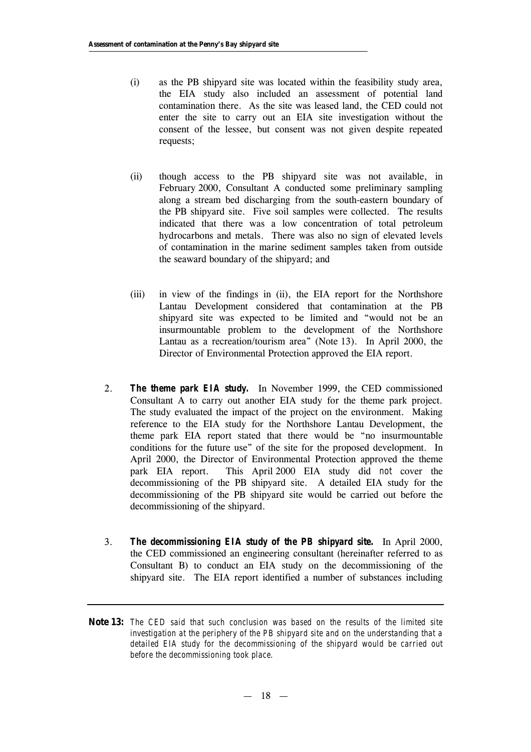(i) as the PB shipyard site was located within the feasibility study area, the EIA study also included an assessment of potential land contamination there. As the site was leased land, the CED could not enter the site to carry out an EIA site investigation without the consent of the lessee, but consent was not given despite repeated requests;

(ii) though access to the PB shipyard site was not available, in February 2000, Consultant A conducted some preliminary sampling along a stream bed discharging from the south-eastern boundary of the PB shipyard site. Five soil samples were collected. The results indicated that there was a low concentration of total petroleum hydrocarbons and metals. There was also no sign of elevated levels of contamination in the marine sediment samples taken from outside the seaward boundary of the shipyard; and

(iii) in view of the findings in (ii), the EIA report for the Northshore Lantau Development considered that contamination at the PB shipyard site was expected to be limited and "would not be an insurmountable problem to the development of the Northshore Lantau as a recreation/tourism area" (Note 13). In April 2000, the Director of Environmental Protection approved the EIA report.

2. **The theme park EIA study.** In November 1999, the CED commissioned Consultant A to carry out another EIA study for the theme park project. The study evaluated the impact of the project on the environment. Making reference to the EIA study for the Northshore Lantau Development, the theme park EIA report stated that there would be "no insurmountable conditions for the future use" of the site for the proposed development. In April 2000, the Director of Environmental Protection approved the theme park EIA report. This April 2000 EIA study did *not* cover the decommissioning of the PB shipyard site. A detailed EIA study for the decommissioning of the PB shipyard site would be carried out before the decommissioning of the shipyard.

3. **The decommissioning EIA study of the PB shipyard site.** In April 2000, the CED commissioned an engineering consultant (hereinafter referred to as Consultant B) to conduct an EIA study on the decommissioning of the shipyard site. The EIA report identified a number of substances including

---

**Note 13:** *The CED said that such conclusion was based on the results of the limited site investigation at the periphery of the PB shipyard site and on the understanding that a detailed EIA study for the decommissioning of the shipyard would be carried out before the decommissioning took place.*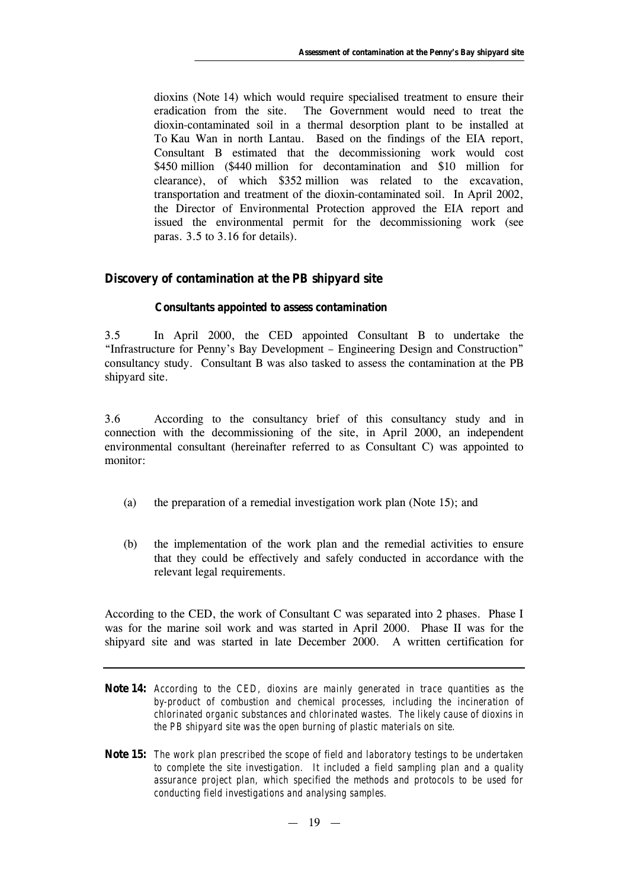dioxins (Note 14) which would require specialised treatment to ensure their eradication from the site. The Government would need to treat the dioxin-contaminated soil in a thermal desorption plant to be installed at To Kau Wan in north Lantau. Based on the findings of the EIA report, Consultant B estimated that the decommissioning work would cost \$450 million (\$440 million for decontamination and \$10 million for clearance), of which \$352 million was related to the excavation, transportation and treatment of the dioxin-contaminated soil. In April 2002, the Director of Environmental Protection approved the EIA report and issued the environmental permit for the decommissioning work (see paras. 3.5 to 3.16 for details).

## Discovery of contamination at the PB shipyard site

### Consultants appointed to assess contamination

3.5 In April 2000, the CED appointed Consultant B to undertake the "Infrastructure for Penny's Bay Development – Engineering Design and Construction" consultancy study. Consultant B was also tasked to assess the contamination at the PB shipyard site.

3.6 According to the consultancy brief of this consultancy study and in connection with the decommissioning of the site, in April 2000, an independent environmental consultant (hereinafter referred to as Consultant C) was appointed to monitor:

(a) the preparation of a remedial investigation work plan (Note 15); and

(b) the implementation of the work plan and the remedial activities to ensure that they could be effectively and safely conducted in accordance with the relevant legal requirements.

According to the CED, the work of Consultant C was separated into 2 phases. Phase I was for the marine soil work and was started in April 2000. Phase II was for the shipyard site and was started in late December 2000. A written certification for

---

**Note 14:** *According to the CED, dioxins are mainly generated in trace quantities as the by-product of combustion and chemical processes, including the incineration of chlorinated organic substances and chlorinated wastes. The likely cause of dioxins in the PB shipyard site was the open burning of plastic materials on site.*

**Note 15:** *The work plan prescribed the scope of field and laboratory testings to be undertaken to complete the site investigation. It included a field sampling plan and a quality assurance project plan, which specified the methods and protocols to be used for conducting field investigations and analysing samples.*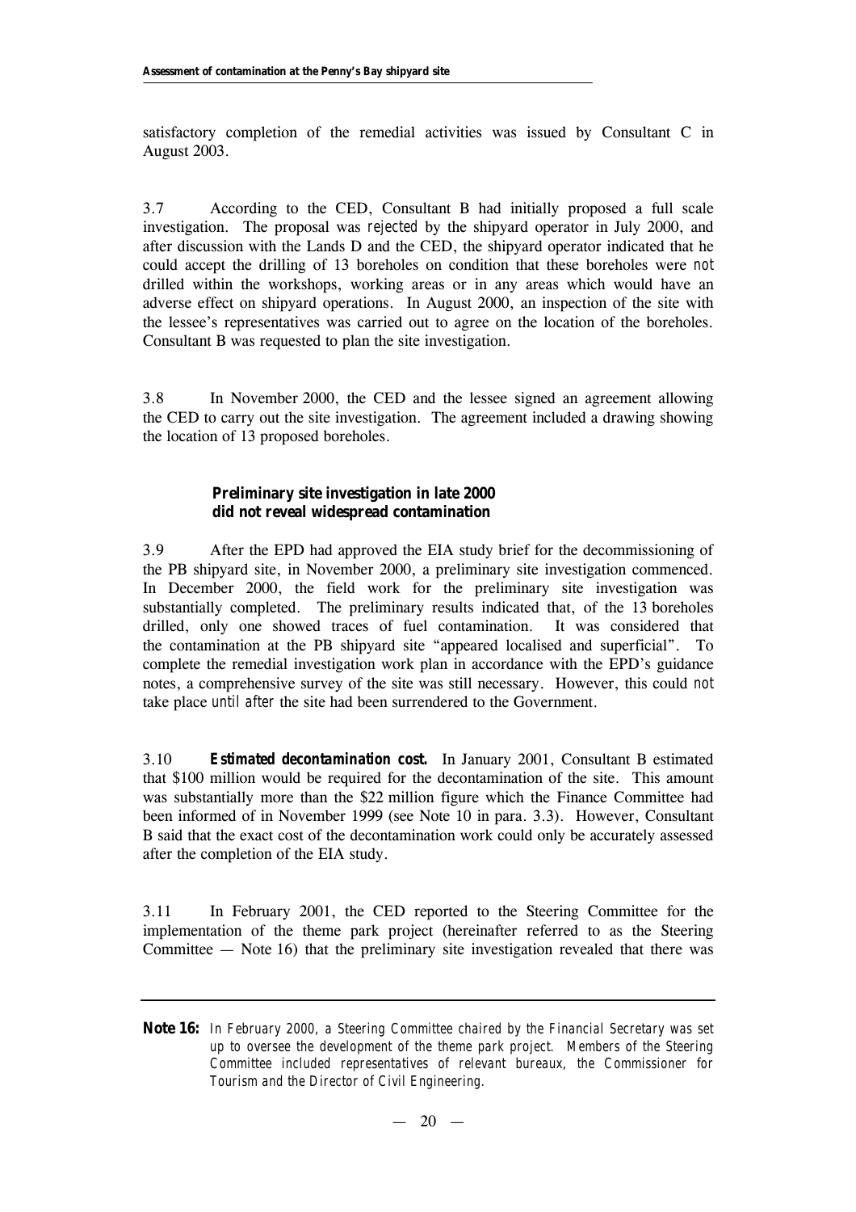satisfactory completion of the remedial activities was issued by Consultant C in August 2003.

3.7 According to the CED, Consultant B had initially proposed a full scale investigation. The proposal was *rejected* by the shipyard operator in July 2000, and after discussion with the Lands D and the CED, the shipyard operator indicated that he could accept the drilling of 13 boreholes on condition that these boreholes were *not* drilled within the workshops, working areas or in any areas which would have an adverse effect on shipyard operations. In August 2000, an inspection of the site with the lessee's representatives was carried out to agree on the location of the boreholes. Consultant B was requested to plan the site investigation.

3.8 In November 2000, the CED and the lessee signed an agreement allowing the CED to carry out the site investigation. The agreement included a drawing showing the location of 13 proposed boreholes.

**Preliminary site investigation in late 2000 did not reveal widespread contamination**

3.9 After the EPD had approved the EIA study brief for the decommissioning of the PB shipyard site, in November 2000, a preliminary site investigation commenced. In December 2000, the field work for the preliminary site investigation was substantially completed. The preliminary results indicated that, of the 13 boreholes drilled, only one showed traces of fuel contamination. It was considered that the contamination at the PB shipyard site "appeared localised and superficial". To complete the remedial investigation work plan in accordance with the EPD's guidance notes, a comprehensive survey of the site was still necessary. However, this could *not* take place *until after* the site had been surrendered to the Government.

3.10 ***Estimated decontamination cost.*** In January 2001, Consultant B estimated that \$100 million would be required for the decontamination of the site. This amount was substantially more than the \$22 million figure which the Finance Committee had been informed of in November 1999 (see Note 10 in para. 3.3). However, Consultant B said that the exact cost of the decontamination work could only be accurately assessed after the completion of the EIA study.

3.11 In February 2001, the CED reported to the Steering Committee for the implementation of the theme park project (hereinafter referred to as the Steering Committee — Note 16) that the preliminary site investigation revealed that there was

---

**Note 16:** *In February 2000, a Steering Committee chaired by the Financial Secretary was set up to oversee the development of the theme park project. Members of the Steering Committee included representatives of relevant bureaux, the Commissioner for Tourism and the Director of Civil Engineering.*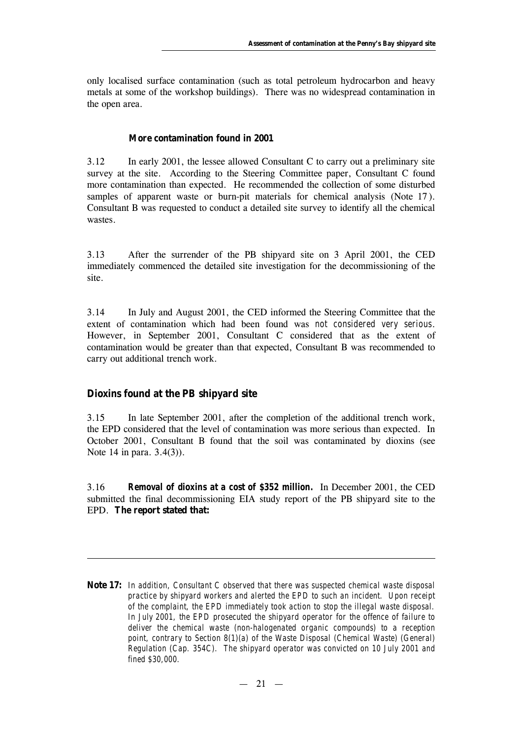only localised surface contamination (such as total petroleum hydrocarbon and heavy metals at some of the workshop buildings). There was no widespread contamination in the open area.

### More contamination found in 2001

3.12 In early 2001, the lessee allowed Consultant C to carry out a preliminary site survey at the site. According to the Steering Committee paper, Consultant C found more contamination than expected. He recommended the collection of some disturbed samples of apparent waste or burn-pit materials for chemical analysis (Note 17). Consultant B was requested to conduct a detailed site survey to identify all the chemical wastes.

3.13 After the surrender of the PB shipyard site on 3 April 2001, the CED immediately commenced the detailed site investigation for the decommissioning of the site.

3.14 In July and August 2001, the CED informed the Steering Committee that the extent of contamination which had been found was *not considered very serious*. However, in September 2001, Consultant C considered that as the extent of contamination would be greater than that expected, Consultant B was recommended to carry out additional trench work.

## Dioxins found at the PB shipyard site

3.15 In late September 2001, after the completion of the additional trench work, the EPD considered that the level of contamination was more serious than expected. In October 2001, Consultant B found that the soil was contaminated by dioxins (see Note 14 in para. 3.4(3)).

3.16 **Removal of dioxins at a cost of $352 million.** In December 2001, the CED submitted the final decommissioning EIA study report of the PB shipyard site to the EPD. **The report stated that:**

---

**Note 17:** *In addition, Consultant C observed that there was suspected chemical waste disposal practice by shipyard workers and alerted the EPD to such an incident. Upon receipt of the complaint, the EPD immediately took action to stop the illegal waste disposal. In July 2001, the EPD prosecuted the shipyard operator for the offence of failure to deliver the chemical waste (non-halogenated organic compounds) to a reception point, contrary to Section 8(1)(a) of the Waste Disposal (Chemical Waste) (General) Regulation (Cap. 354C). The shipyard operator was convicted on 10 July 2001 and fined $30,000.*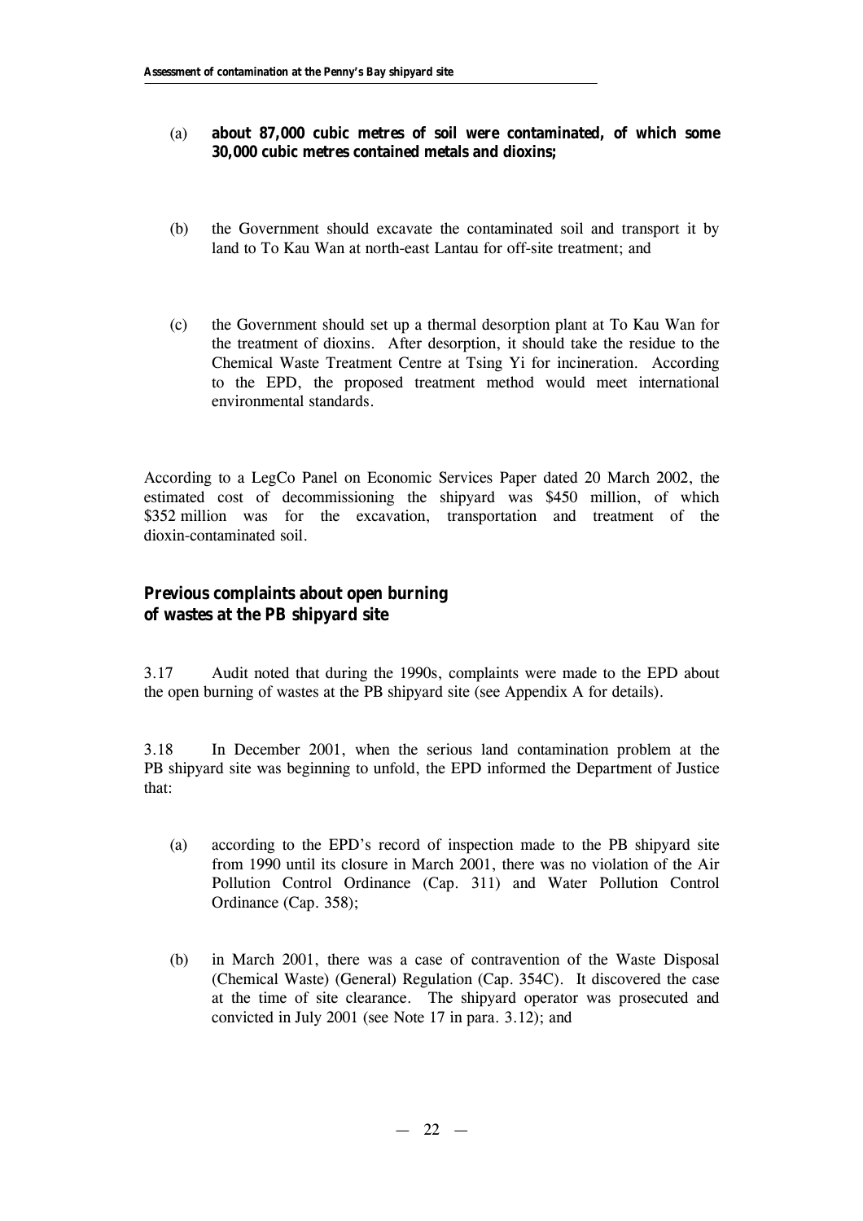(a) **about 87,000 cubic metres of soil were contaminated, of which some 30,000 cubic metres contained metals and dioxins;**

(b) the Government should excavate the contaminated soil and transport it by land to To Kau Wan at north-east Lantau for off-site treatment; and

(c) the Government should set up a thermal desorption plant at To Kau Wan for the treatment of dioxins. After desorption, it should take the residue to the Chemical Waste Treatment Centre at Tsing Yi for incineration. According to the EPD, the proposed treatment method would meet international environmental standards.

According to a LegCo Panel on Economic Services Paper dated 20 March 2002, the estimated cost of decommissioning the shipyard was \$450 million, of which \$352 million was for the excavation, transportation and treatment of the dioxin-contaminated soil.

### Previous complaints about open burning of wastes at the PB shipyard site

3.17 Audit noted that during the 1990s, complaints were made to the EPD about the open burning of wastes at the PB shipyard site (see Appendix A for details).

3.18 In December 2001, when the serious land contamination problem at the PB shipyard site was beginning to unfold, the EPD informed the Department of Justice that:

(a) according to the EPD's record of inspection made to the PB shipyard site from 1990 until its closure in March 2001, there was no violation of the Air Pollution Control Ordinance (Cap. 311) and Water Pollution Control Ordinance (Cap. 358);

(b) in March 2001, there was a case of contravention of the Waste Disposal (Chemical Waste) (General) Regulation (Cap. 354C). It discovered the case at the time of site clearance. The shipyard operator was prosecuted and convicted in July 2001 (see Note 17 in para. 3.12); and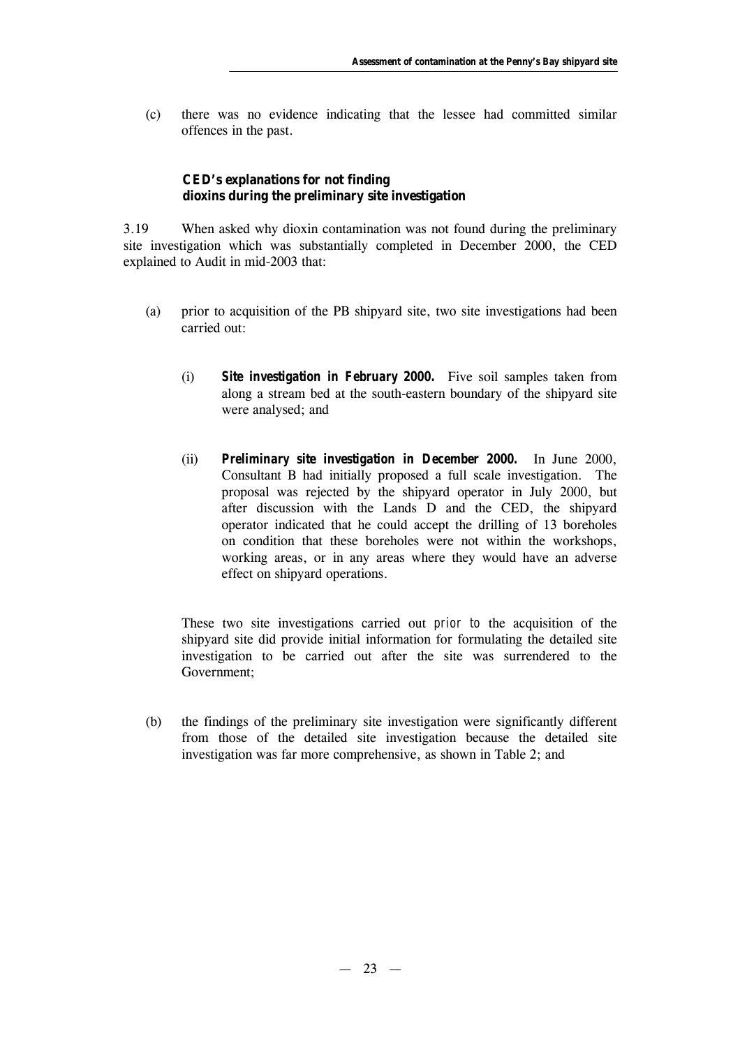(c) there was no evidence indicating that the lessee had committed similar offences in the past.

### CED's explanations for not finding dioxins during the preliminary site investigation

3.19 When asked why dioxin contamination was not found during the preliminary site investigation which was substantially completed in December 2000, the CED explained to Audit in mid-2003 that:

(a) prior to acquisition of the PB shipyard site, two site investigations had been carried out:

   (i) ***Site investigation in February 2000.*** Five soil samples taken from along a stream bed at the south-eastern boundary of the shipyard site were analysed; and

   (ii) ***Preliminary site investigation in December 2000.*** In June 2000, Consultant B had initially proposed a full scale investigation. The proposal was rejected by the shipyard operator in July 2000, but after discussion with the Lands D and the CED, the shipyard operator indicated that he could accept the drilling of 13 boreholes on condition that these boreholes were not within the workshops, working areas, or in any areas where they would have an adverse effect on shipyard operations.

   These two site investigations carried out *prior to* the acquisition of the shipyard site did provide initial information for formulating the detailed site investigation to be carried out after the site was surrendered to the Government;

(b) the findings of the preliminary site investigation were significantly different from those of the detailed site investigation because the detailed site investigation was far more comprehensive, as shown in Table 2; and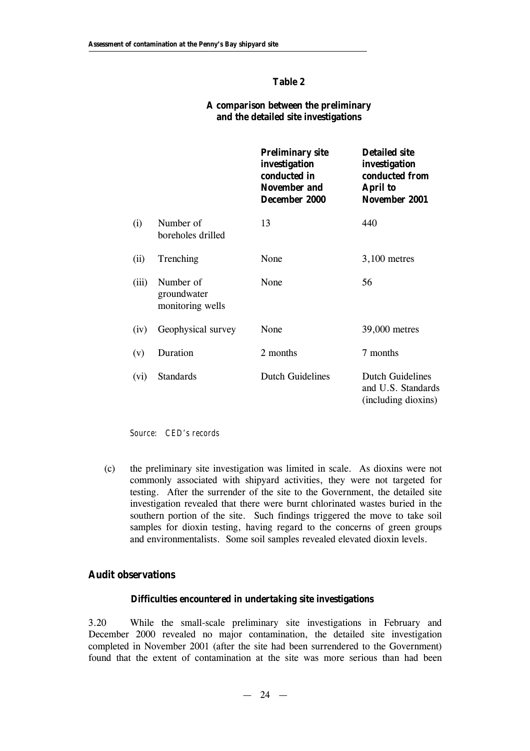**Table 2**

**A comparison between the preliminary and the detailed site investigations**

| | | **Preliminary site investigation conducted in November and December 2000** | **Detailed site investigation conducted from April to November 2001** |
|---|---|---|---|
| (i) | Number of boreholes drilled | 13 | 440 |
| (ii) | Trenching | None | 3,100 metres |
| (iii) | Number of groundwater monitoring wells | None | 56 |
| (iv) | Geophysical survey | None | 39,000 metres |
| (v) | Duration | 2 months | 7 months |
| (vi) | Standards | Dutch Guidelines | Dutch Guidelines and U.S. Standards (including dioxins) |

*Source: CED's records*

(c) the preliminary site investigation was limited in scale. As dioxins were not commonly associated with shipyard activities, they were not targeted for testing. After the surrender of the site to the Government, the detailed site investigation revealed that there were burnt chlorinated wastes buried in the southern portion of the site. Such findings triggered the move to take soil samples for dioxin testing, having regard to the concerns of green groups and environmentalists. Some soil samples revealed elevated dioxin levels.

## Audit observations

### Difficulties encountered in undertaking site investigations

3.20 While the small-scale preliminary site investigations in February and December 2000 revealed no major contamination, the detailed site investigation completed in November 2001 (after the site had been surrendered to the Government) found that the extent of contamination at the site was more serious than had been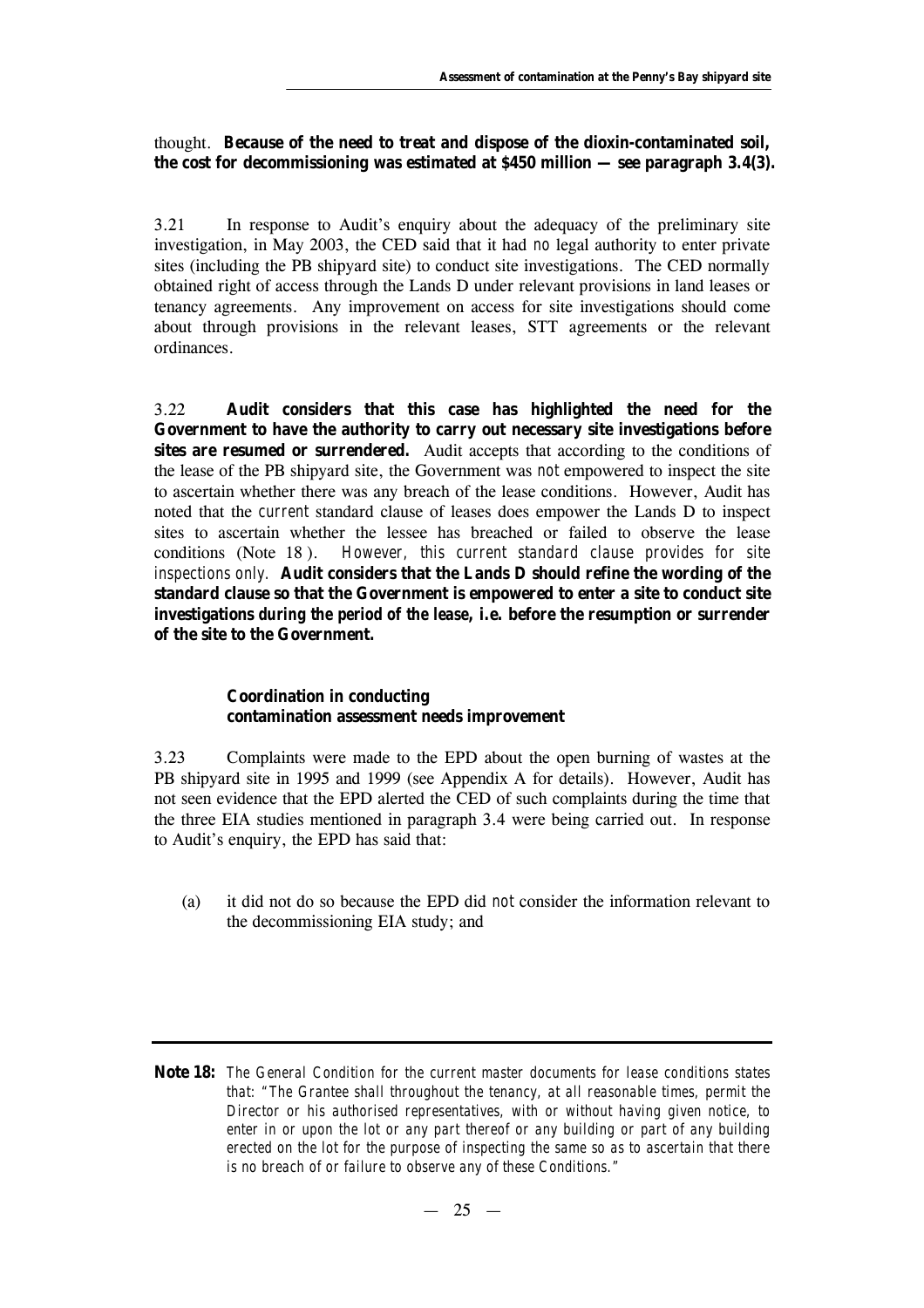thought. **Because of the need to treat and dispose of the dioxin-contaminated soil, the cost for decommissioning was estimated at $450 million — see paragraph 3.4(3).**

3.21 In response to Audit's enquiry about the adequacy of the preliminary site investigation, in May 2003, the CED said that it had *no* legal authority to enter private sites (including the PB shipyard site) to conduct site investigations. The CED normally obtained right of access through the Lands D under relevant provisions in land leases or tenancy agreements. Any improvement on access for site investigations should come about through provisions in the relevant leases, STT agreements or the relevant ordinances.

3.22 **Audit considers that this case has highlighted the need for the Government to have the authority to carry out necessary site investigations before sites are resumed or surrendered.** Audit accepts that according to the conditions of the lease of the PB shipyard site, the Government was *not* empowered to inspect the site to ascertain whether there was any breach of the lease conditions. However, Audit has noted that the *current* standard clause of leases does empower the Lands D to inspect sites to ascertain whether the lessee has breached or failed to observe the lease conditions (Note 18). *However, this current standard clause provides for site inspections only.* **Audit considers that the Lands D should refine the wording of the standard clause so that the Government is empowered to enter a site to conduct site investigations *during the period of the lease*, i.e. before the resumption or surrender of the site to the Government.**

### Coordination in conducting contamination assessment needs improvement

3.23 Complaints were made to the EPD about the open burning of wastes at the PB shipyard site in 1995 and 1999 (see Appendix A for details). However, Audit has not seen evidence that the EPD alerted the CED of such complaints during the time that the three EIA studies mentioned in paragraph 3.4 were being carried out. In response to Audit's enquiry, the EPD has said that:

(a) it did not do so because the EPD did *not* consider the information relevant to the decommissioning EIA study; and

---

**Note 18:** *The General Condition for the current master documents for lease conditions states that: "The Grantee shall throughout the tenancy, at all reasonable times, permit the Director or his authorised representatives, with or without having given notice, to enter in or upon the lot or any part thereof or any building or part of any building erected on the lot for the purpose of inspecting the same so as to ascertain that there is no breach of or failure to observe any of these Conditions."*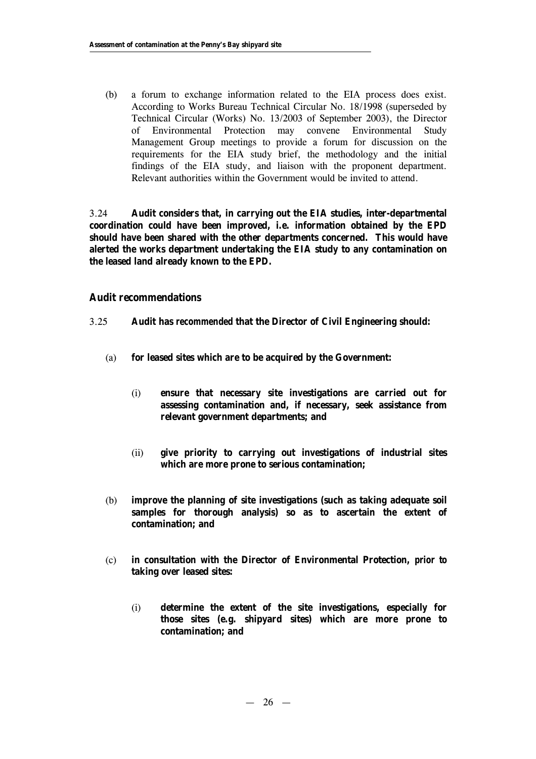(b) a forum to exchange information related to the EIA process does exist. According to Works Bureau Technical Circular No. 18/1998 (superseded by Technical Circular (Works) No. 13/2003 of September 2003), the Director of Environmental Protection may convene Environmental Study Management Group meetings to provide a forum for discussion on the requirements for the EIA study brief, the methodology and the initial findings of the EIA study, and liaison with the proponent department. Relevant authorities within the Government would be invited to attend.

3.24 **Audit considers that, in carrying out the EIA studies, inter-departmental coordination could have been improved, i.e. information obtained by the EPD should have been shared with the other departments concerned. This would have alerted the works department undertaking the EIA study to any contamination on the leased land already known to the EPD.**

### Audit recommendations

3.25 **Audit has recommended that the Director of Civil Engineering should:**

(a) **for leased sites which are to be acquired by the Government:**

(i) **ensure that necessary site investigations are carried out for assessing contamination and, if necessary, seek assistance from relevant government departments; and**

(ii) **give priority to carrying out investigations of industrial sites which are more prone to serious contamination;**

(b) **improve the planning of site investigations (such as taking adequate soil samples for thorough analysis) so as to ascertain the extent of contamination; and**

(c) **in consultation with the Director of Environmental Protection, prior to taking over leased sites:**

(i) **determine the extent of the site investigations, especially for those sites (e.g. shipyard sites) which are more prone to contamination; and**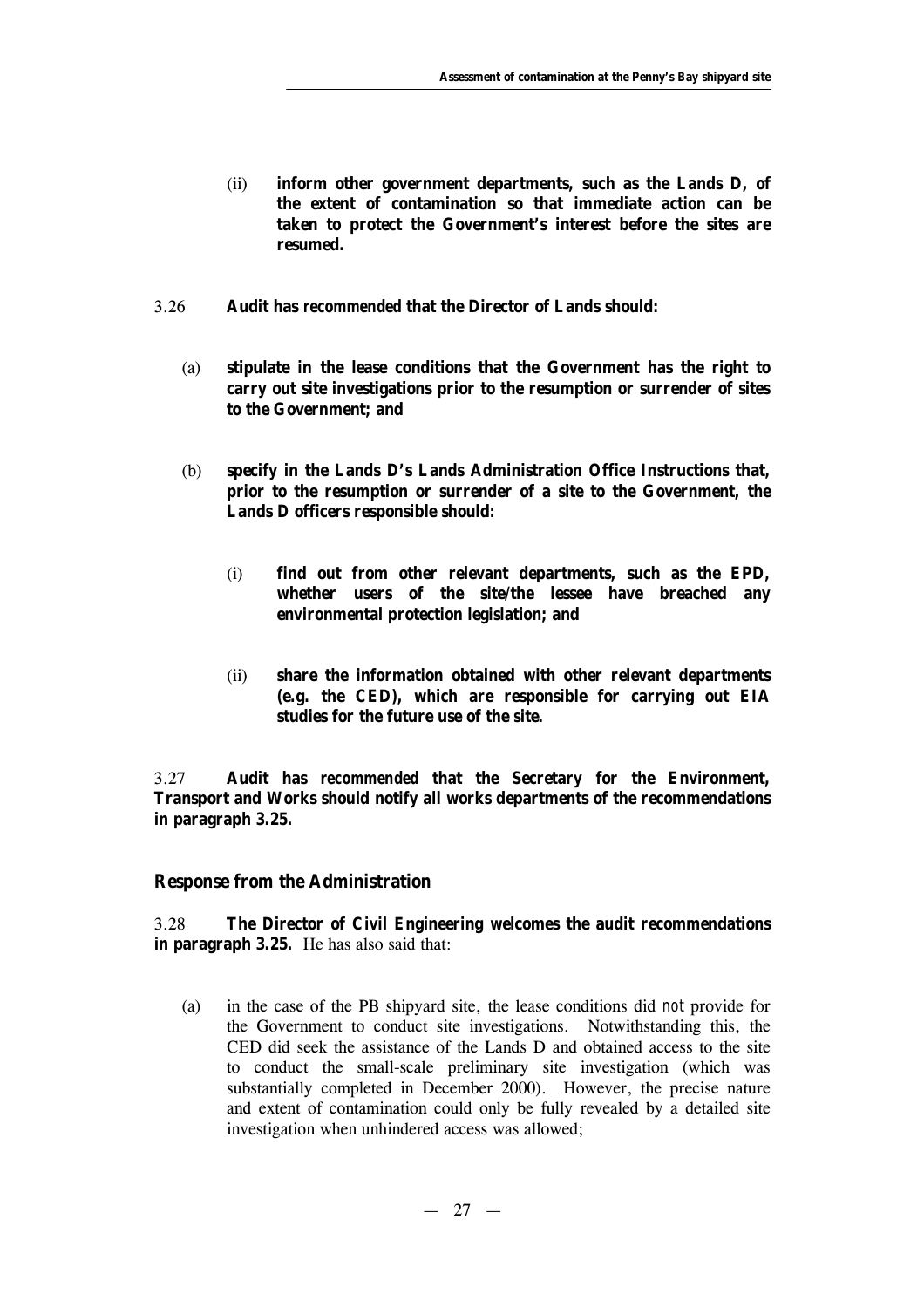(ii) **inform other government departments, such as the Lands D, of the extent of contamination so that immediate action can be taken to protect the Government's interest before the sites are resumed.**

3.26 **Audit has *recommended* that the Director of Lands should:**

(a) **stipulate in the lease conditions that the Government has the right to carry out site investigations prior to the resumption or surrender of sites to the Government; and**

(b) **specify in the Lands D's Lands Administration Office Instructions that, prior to the resumption or surrender of a site to the Government, the Lands D officers responsible should:**

(i) **find out from other relevant departments, such as the EPD, whether users of the site/the lessee have breached any environmental protection legislation; and**

(ii) **share the information obtained with other relevant departments (e.g. the CED), which are responsible for carrying out EIA studies for the future use of the site.**

3.27 **Audit has *recommended* that the Secretary for the Environment, Transport and Works should notify all works departments of the recommendations in paragraph 3.25.**

## Response from the Administration

3.28 **The Director of Civil Engineering welcomes the audit recommendations in paragraph 3.25.** He has also said that:

(a) in the case of the PB shipyard site, the lease conditions did *not* provide for the Government to conduct site investigations. Notwithstanding this, the CED did seek the assistance of the Lands D and obtained access to the site to conduct the small-scale preliminary site investigation (which was substantially completed in December 2000). However, the precise nature and extent of contamination could only be fully revealed by a detailed site investigation when unhindered access was allowed;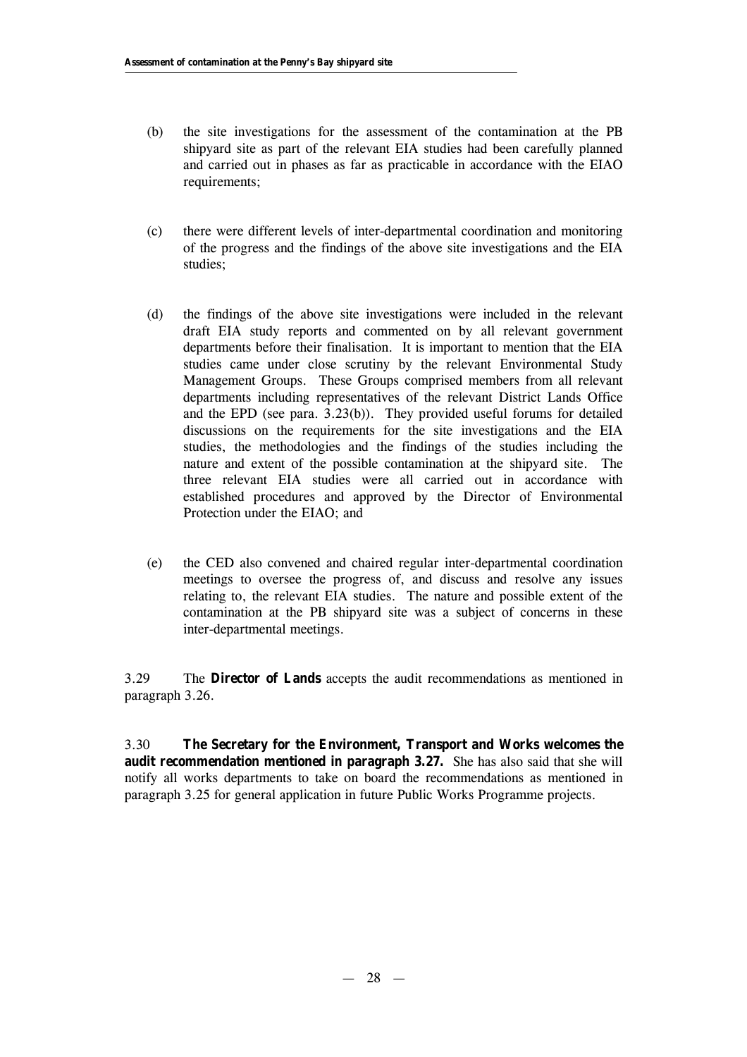(b) the site investigations for the assessment of the contamination at the PB shipyard site as part of the relevant EIA studies had been carefully planned and carried out in phases as far as practicable in accordance with the EIAO requirements;

(c) there were different levels of inter-departmental coordination and monitoring of the progress and the findings of the above site investigations and the EIA studies;

(d) the findings of the above site investigations were included in the relevant draft EIA study reports and commented on by all relevant government departments before their finalisation. It is important to mention that the EIA studies came under close scrutiny by the relevant Environmental Study Management Groups. These Groups comprised members from all relevant departments including representatives of the relevant District Lands Office and the EPD (see para. 3.23(b)). They provided useful forums for detailed discussions on the requirements for the site investigations and the EIA studies, the methodologies and the findings of the studies including the nature and extent of the possible contamination at the shipyard site. The three relevant EIA studies were all carried out in accordance with established procedures and approved by the Director of Environmental Protection under the EIAO; and

(e) the CED also convened and chaired regular inter-departmental coordination meetings to oversee the progress of, and discuss and resolve any issues relating to, the relevant EIA studies. The nature and possible extent of the contamination at the PB shipyard site was a subject of concerns in these inter-departmental meetings.

3.29 The **Director of Lands** accepts the audit recommendations as mentioned in paragraph 3.26.

3.30 **The Secretary for the Environment, Transport and Works welcomes the audit recommendation mentioned in paragraph 3.27.** She has also said that she will notify all works departments to take on board the recommendations as mentioned in paragraph 3.25 for general application in future Public Works Programme projects.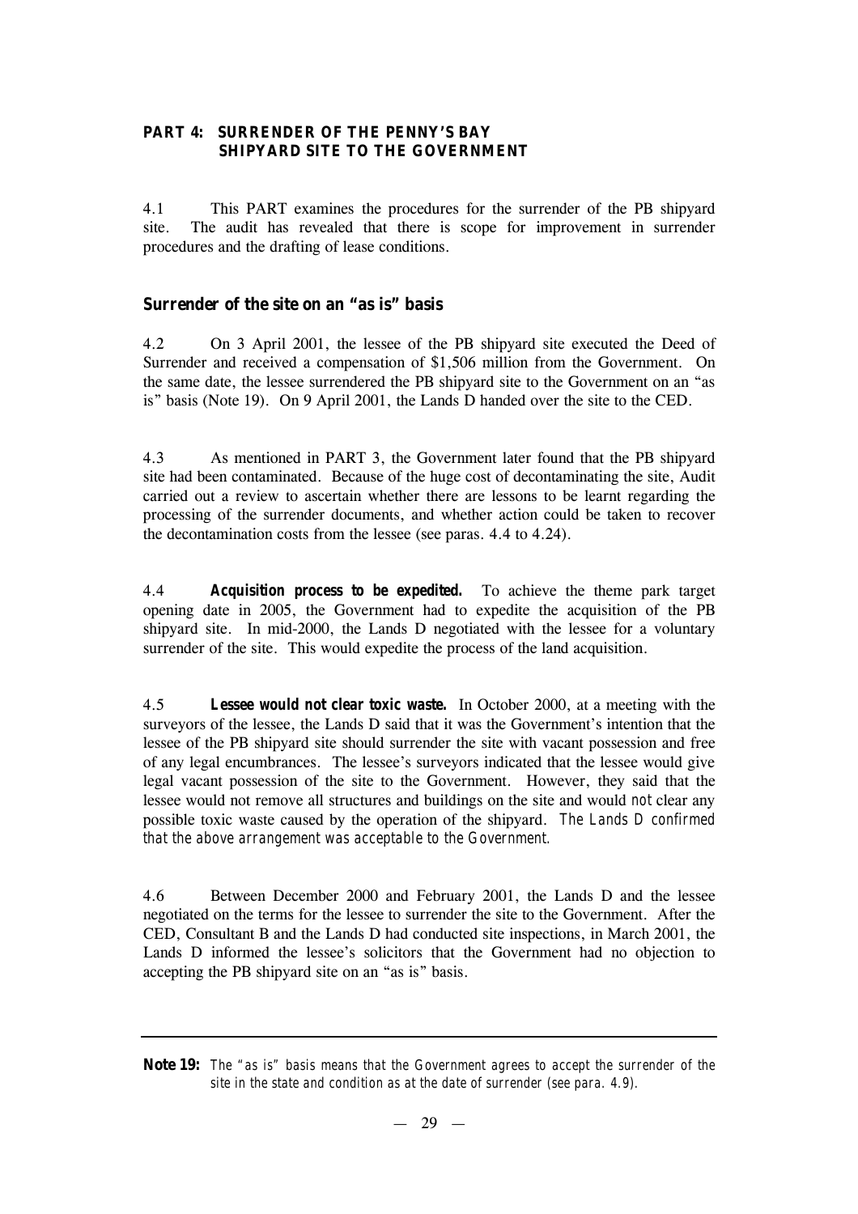## PART 4: SURRENDER OF THE PENNY'S BAY SHIPYARD SITE TO THE GOVERNMENT

4.1 This PART examines the procedures for the surrender of the PB shipyard site. The audit has revealed that there is scope for improvement in surrender procedures and the drafting of lease conditions.

### Surrender of the site on an "as is" basis

4.2 On 3 April 2001, the lessee of the PB shipyard site executed the Deed of Surrender and received a compensation of $1,506 million from the Government. On the same date, the lessee surrendered the PB shipyard site to the Government on an "as is" basis (Note 19). On 9 April 2001, the Lands D handed over the site to the CED.

4.3 As mentioned in PART 3, the Government later found that the PB shipyard site had been contaminated. Because of the huge cost of decontaminating the site, Audit carried out a review to ascertain whether there are lessons to be learnt regarding the processing of the surrender documents, and whether action could be taken to recover the decontamination costs from the lessee (see paras. 4.4 to 4.24).

4.4 **Acquisition process to be expedited.** To achieve the theme park target opening date in 2005, the Government had to expedite the acquisition of the PB shipyard site. In mid-2000, the Lands D negotiated with the lessee for a voluntary surrender of the site. This would expedite the process of the land acquisition.

4.5 **Lessee would not clear toxic waste.** In October 2000, at a meeting with the surveyors of the lessee, the Lands D said that it was the Government's intention that the lessee of the PB shipyard site should surrender the site with vacant possession and free of any legal encumbrances. The lessee's surveyors indicated that the lessee would give legal vacant possession of the site to the Government. However, they said that the lessee would not remove all structures and buildings on the site and would *not* clear any possible toxic waste caused by the operation of the shipyard. *The Lands D confirmed that the above arrangement was acceptable to the Government.*

4.6 Between December 2000 and February 2001, the Lands D and the lessee negotiated on the terms for the lessee to surrender the site to the Government. After the CED, Consultant B and the Lands D had conducted site inspections, in March 2001, the Lands D informed the lessee's solicitors that the Government had no objection to accepting the PB shipyard site on an "as is" basis.

---

**Note 19:** *The "as is" basis means that the Government agrees to accept the surrender of the site in the state and condition as at the date of surrender (see para. 4.9).*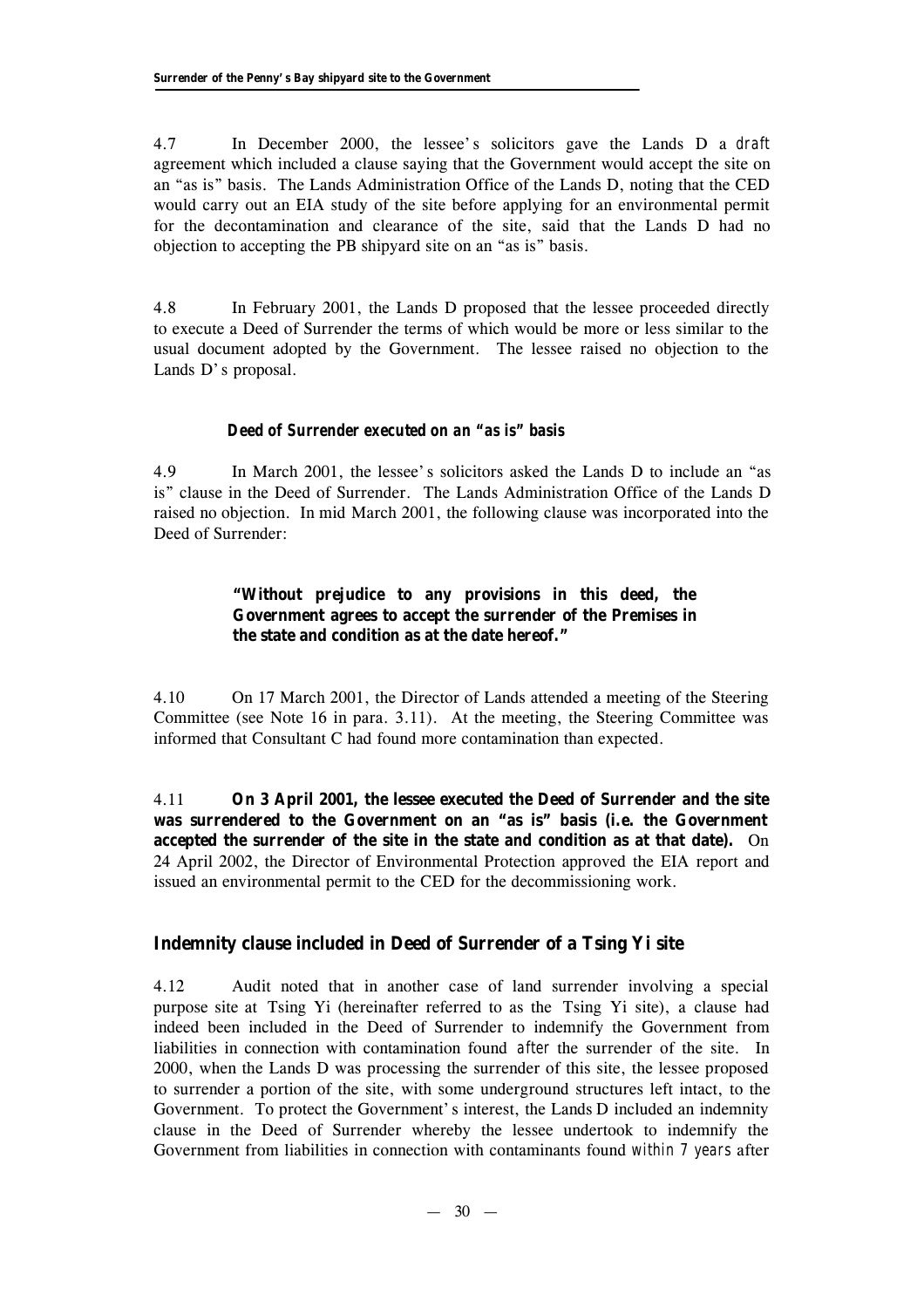4.7 In December 2000, the lessee's solicitors gave the Lands D a *draft* agreement which included a clause saying that the Government would accept the site on an "as is" basis. The Lands Administration Office of the Lands D, noting that the CED would carry out an EIA study of the site before applying for an environmental permit for the decontamination and clearance of the site, said that the Lands D had no objection to accepting the PB shipyard site on an "as is" basis.

4.8 In February 2001, the Lands D proposed that the lessee proceeded directly to execute a Deed of Surrender the terms of which would be more or less similar to the usual document adopted by the Government. The lessee raised no objection to the Lands D's proposal.

***Deed of Surrender executed on an "as is" basis***

4.9 In March 2001, the lessee's solicitors asked the Lands D to include an "as is" clause in the Deed of Surrender. The Lands Administration Office of the Lands D raised no objection. In mid March 2001, the following clause was incorporated into the Deed of Surrender:

> **"Without prejudice to any provisions in this deed, the Government agrees to accept the surrender of the Premises in the state and condition as at the date hereof."**

4.10 On 17 March 2001, the Director of Lands attended a meeting of the Steering Committee (see Note 16 in para. 3.11). At the meeting, the Steering Committee was informed that Consultant C had found more contamination than expected.

4.11 **On 3 April 2001, the lessee executed the Deed of Surrender and the site was surrendered to the Government on an "as is" basis (i.e. the Government accepted the surrender of the site in the state and condition as at that date).** On 24 April 2002, the Director of Environmental Protection approved the EIA report and issued an environmental permit to the CED for the decommissioning work.

## Indemnity clause included in Deed of Surrender of a Tsing Yi site

4.12 Audit noted that in another case of land surrender involving a special purpose site at Tsing Yi (hereinafter referred to as the Tsing Yi site), a clause had indeed been included in the Deed of Surrender to indemnify the Government from liabilities in connection with contamination found *after* the surrender of the site. In 2000, when the Lands D was processing the surrender of this site, the lessee proposed to surrender a portion of the site, with some underground structures left intact, to the Government. To protect the Government's interest, the Lands D included an indemnity clause in the Deed of Surrender whereby the lessee undertook to indemnify the Government from liabilities in connection with contaminants found *within 7 years* after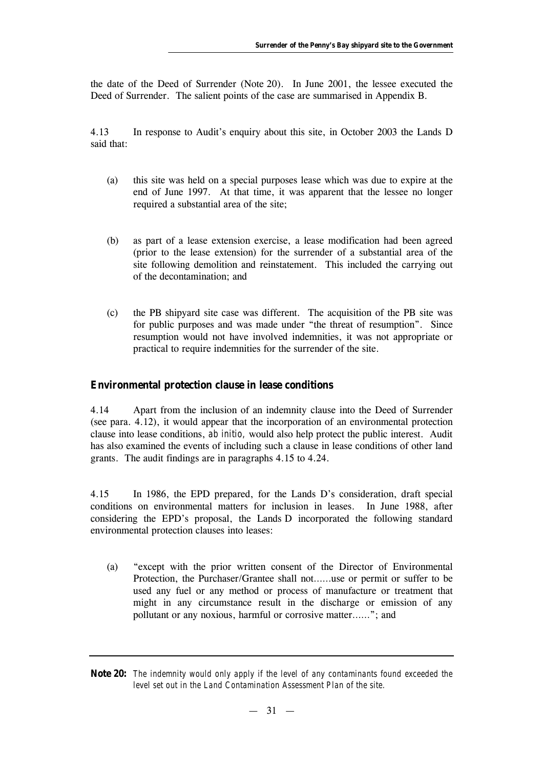the date of the Deed of Surrender (Note 20). In June 2001, the lessee executed the Deed of Surrender. The salient points of the case are summarised in Appendix B.

4.13 In response to Audit's enquiry about this site, in October 2003 the Lands D said that:

(a) this site was held on a special purposes lease which was due to expire at the end of June 1997. At that time, it was apparent that the lessee no longer required a substantial area of the site;

(b) as part of a lease extension exercise, a lease modification had been agreed (prior to the lease extension) for the surrender of a substantial area of the site following demolition and reinstatement. This included the carrying out of the decontamination; and

(c) the PB shipyard site case was different. The acquisition of the PB site was for public purposes and was made under "the threat of resumption". Since resumption would not have involved indemnities, it was not appropriate or practical to require indemnities for the surrender of the site.

### Environmental protection clause in lease conditions

4.14 Apart from the inclusion of an indemnity clause into the Deed of Surrender (see para. 4.12), it would appear that the incorporation of an environmental protection clause into lease conditions, *ab initio*, would also help protect the public interest. Audit has also examined the events of including such a clause in lease conditions of other land grants. The audit findings are in paragraphs 4.15 to 4.24.

4.15 In 1986, the EPD prepared, for the Lands D's consideration, draft special conditions on environmental matters for inclusion in leases. In June 1988, after considering the EPD's proposal, the Lands D incorporated the following standard environmental protection clauses into leases:

(a) "except with the prior written consent of the Director of Environmental Protection, the Purchaser/Grantee shall not......use or permit or suffer to be used any fuel or any method or process of manufacture or treatment that might in any circumstance result in the discharge or emission of any pollutant or any noxious, harmful or corrosive matter......"; and

---

**Note 20:** *The indemnity would only apply if the level of any contaminants found exceeded the level set out in the Land Contamination Assessment Plan of the site.*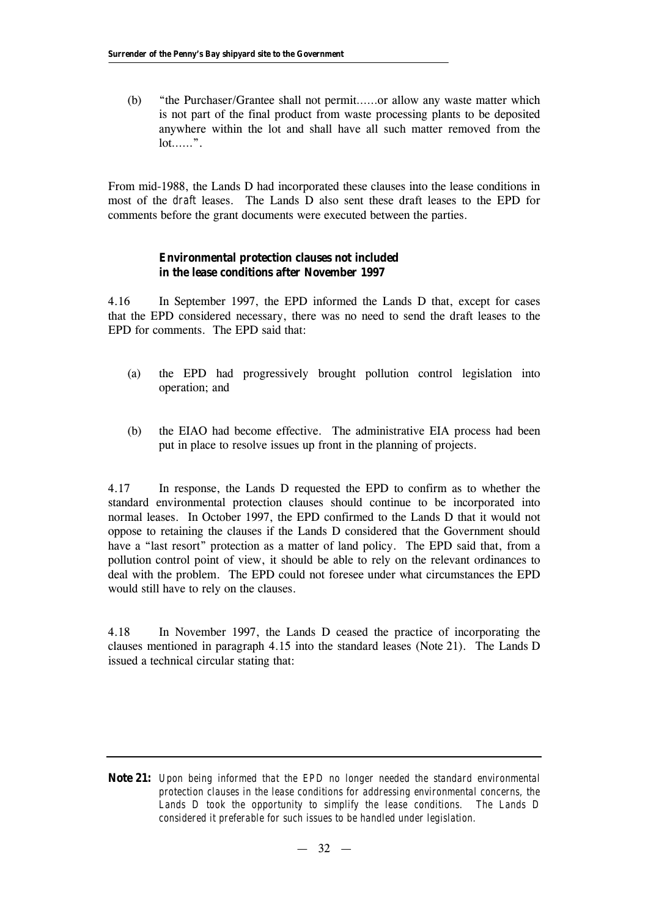(b) "the Purchaser/Grantee shall not permit……or allow any waste matter which is not part of the final product from waste processing plants to be deposited anywhere within the lot and shall have all such matter removed from the lot……".

From mid-1988, the Lands D had incorporated these clauses into the lease conditions in most of the *draft* leases. The Lands D also sent these draft leases to the EPD for comments before the grant documents were executed between the parties.

**Environmental protection clauses not included in the lease conditions after November 1997**

4.16 In September 1997, the EPD informed the Lands D that, except for cases that the EPD considered necessary, there was no need to send the draft leases to the EPD for comments. The EPD said that:

(a) the EPD had progressively brought pollution control legislation into operation; and

(b) the EIAO had become effective. The administrative EIA process had been put in place to resolve issues up front in the planning of projects.

4.17 In response, the Lands D requested the EPD to confirm as to whether the standard environmental protection clauses should continue to be incorporated into normal leases. In October 1997, the EPD confirmed to the Lands D that it would not oppose to retaining the clauses if the Lands D considered that the Government should have a "last resort" protection as a matter of land policy. The EPD said that, from a pollution control point of view, it should be able to rely on the relevant ordinances to deal with the problem. The EPD could not foresee under what circumstances the EPD would still have to rely on the clauses.

4.18 In November 1997, the Lands D ceased the practice of incorporating the clauses mentioned in paragraph 4.15 into the standard leases (Note 21). The Lands D issued a technical circular stating that:

---

**Note 21:** *Upon being informed that the EPD no longer needed the standard environmental protection clauses in the lease conditions for addressing environmental concerns, the Lands D took the opportunity to simplify the lease conditions. The Lands D considered it preferable for such issues to be handled under legislation.*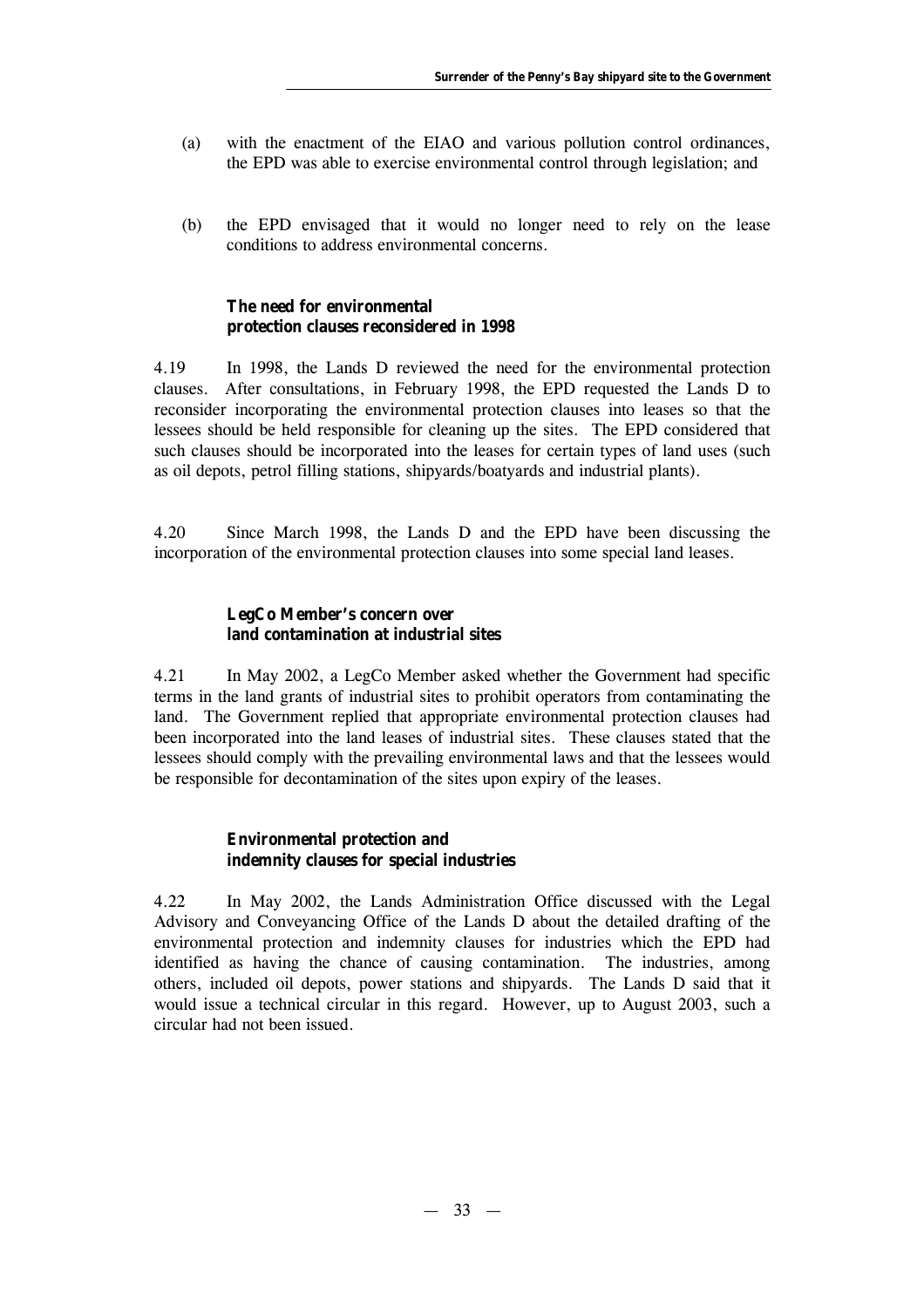(a) with the enactment of the EIAO and various pollution control ordinances, the EPD was able to exercise environmental control through legislation; and

(b) the EPD envisaged that it would no longer need to rely on the lease conditions to address environmental concerns.

**The need for environmental protection clauses reconsidered in 1998**

4.19 In 1998, the Lands D reviewed the need for the environmental protection clauses. After consultations, in February 1998, the EPD requested the Lands D to reconsider incorporating the environmental protection clauses into leases so that the lessees should be held responsible for cleaning up the sites. The EPD considered that such clauses should be incorporated into the leases for certain types of land uses (such as oil depots, petrol filling stations, shipyards/boatyards and industrial plants).

4.20 Since March 1998, the Lands D and the EPD have been discussing the incorporation of the environmental protection clauses into some special land leases.

**LegCo Member's concern over land contamination at industrial sites**

4.21 In May 2002, a LegCo Member asked whether the Government had specific terms in the land grants of industrial sites to prohibit operators from contaminating the land. The Government replied that appropriate environmental protection clauses had been incorporated into the land leases of industrial sites. These clauses stated that the lessees should comply with the prevailing environmental laws and that the lessees would be responsible for decontamination of the sites upon expiry of the leases.

**Environmental protection and indemnity clauses for special industries**

4.22 In May 2002, the Lands Administration Office discussed with the Legal Advisory and Conveyancing Office of the Lands D about the detailed drafting of the environmental protection and indemnity clauses for industries which the EPD had identified as having the chance of causing contamination. The industries, among others, included oil depots, power stations and shipyards. The Lands D said that it would issue a technical circular in this regard. However, up to August 2003, such a circular had not been issued.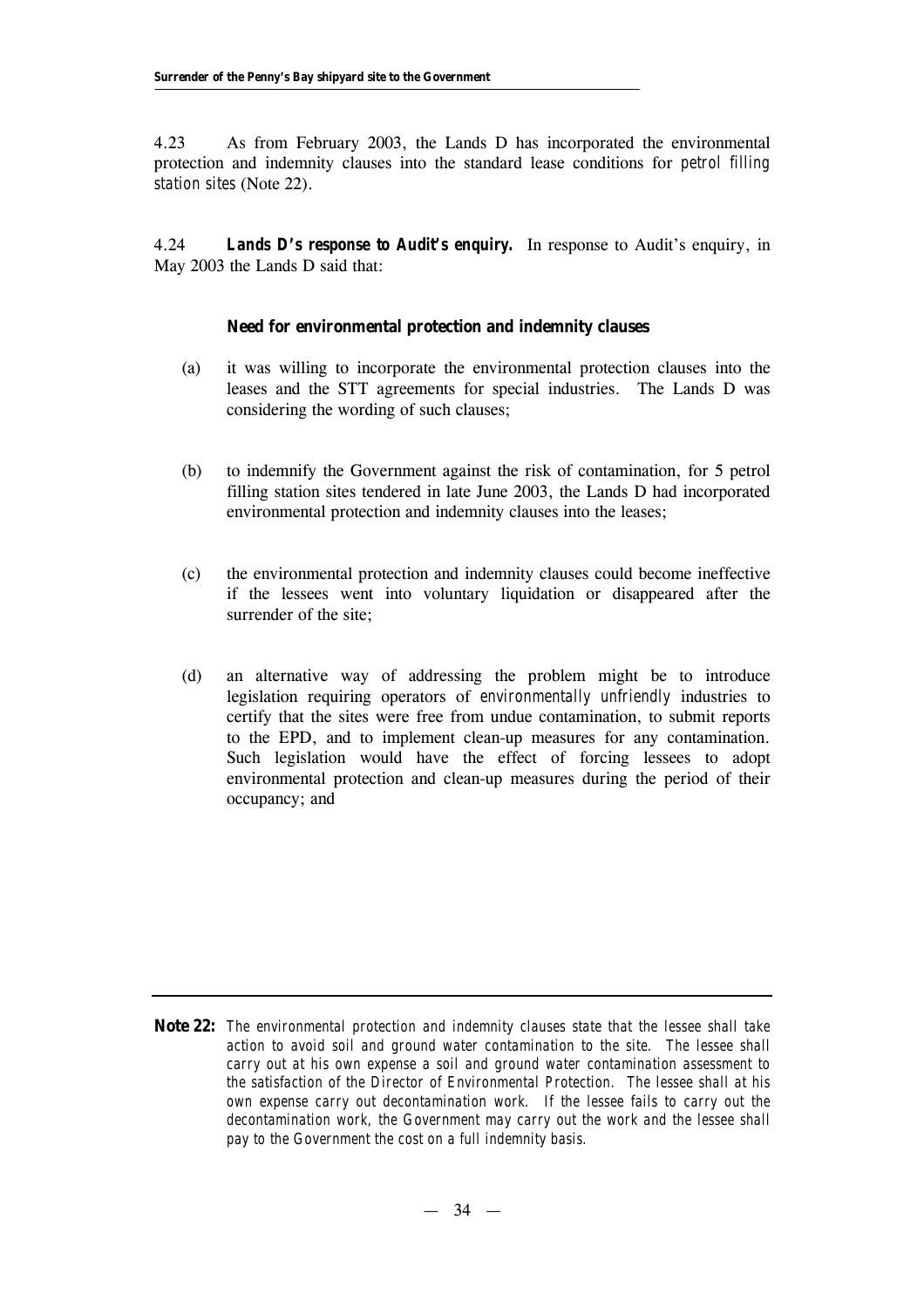4.23 As from February 2003, the Lands D has incorporated the environmental protection and indemnity clauses into the standard lease conditions for *petrol filling station sites* (Note 22).

4.24 ***Lands D's response to Audit's enquiry.*** In response to Audit's enquiry, in May 2003 the Lands D said that:

**Need for environmental protection and indemnity clauses**

(a) it was willing to incorporate the environmental protection clauses into the leases and the STT agreements for special industries. The Lands D was considering the wording of such clauses;

(b) to indemnify the Government against the risk of contamination, for 5 petrol filling station sites tendered in late June 2003, the Lands D had incorporated environmental protection and indemnity clauses into the leases;

(c) the environmental protection and indemnity clauses could become ineffective if the lessees went into voluntary liquidation or disappeared after the surrender of the site;

(d) an alternative way of addressing the problem might be to introduce legislation requiring operators of *environmentally unfriendly* industries to certify that the sites were free from undue contamination, to submit reports to the EPD, and to implement clean-up measures for any contamination. Such legislation would have the effect of forcing lessees to adopt environmental protection and clean-up measures during the period of their occupancy; and

---

**Note 22:** *The environmental protection and indemnity clauses state that the lessee shall take action to avoid soil and ground water contamination to the site. The lessee shall carry out at his own expense a soil and ground water contamination assessment to the satisfaction of the Director of Environmental Protection. The lessee shall at his own expense carry out decontamination work. If the lessee fails to carry out the decontamination work, the Government may carry out the work and the lessee shall pay to the Government the cost on a full indemnity basis.*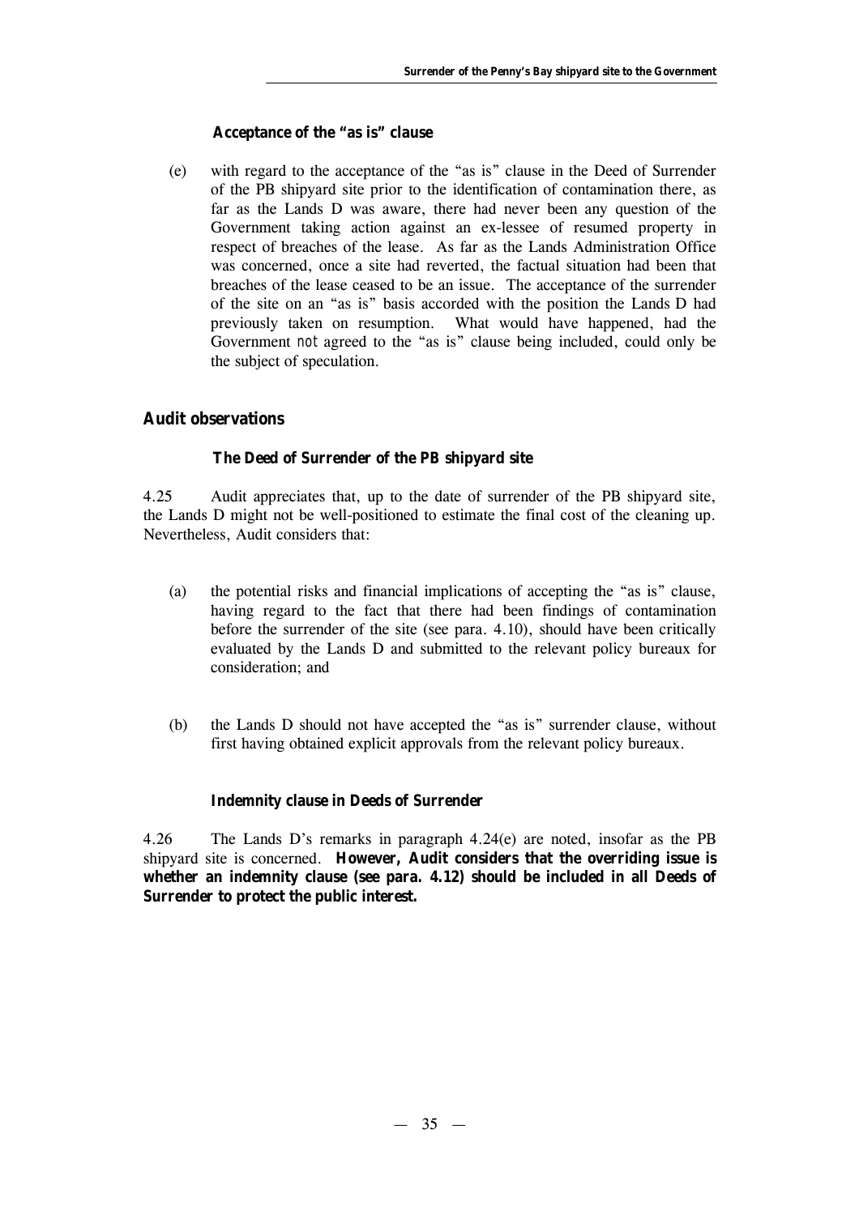**Acceptance of the "as is" clause**

(e) with regard to the acceptance of the "as is" clause in the Deed of Surrender of the PB shipyard site prior to the identification of contamination there, as far as the Lands D was aware, there had never been any question of the Government taking action against an ex-lessee of resumed property in respect of breaches of the lease. As far as the Lands Administration Office was concerned, once a site had reverted, the factual situation had been that breaches of the lease ceased to be an issue. The acceptance of the surrender of the site on an "as is" basis accorded with the position the Lands D had previously taken on resumption. What would have happened, had the Government *not* agreed to the "as is" clause being included, could only be the subject of speculation.

## Audit observations

### The Deed of Surrender of the PB shipyard site

4.25 Audit appreciates that, up to the date of surrender of the PB shipyard site, the Lands D might not be well-positioned to estimate the final cost of the cleaning up. Nevertheless, Audit considers that:

(a) the potential risks and financial implications of accepting the "as is" clause, having regard to the fact that there had been findings of contamination before the surrender of the site (see para. 4.10), should have been critically evaluated by the Lands D and submitted to the relevant policy bureaux for consideration; and

(b) the Lands D should not have accepted the "as is" surrender clause, without first having obtained explicit approvals from the relevant policy bureaux.

### Indemnity clause in Deeds of Surrender

4.26 The Lands D's remarks in paragraph 4.24(e) are noted, insofar as the PB shipyard site is concerned. **However, Audit considers that the overriding issue is whether an indemnity clause (see para. 4.12) should be included in all Deeds of Surrender to protect the public interest.**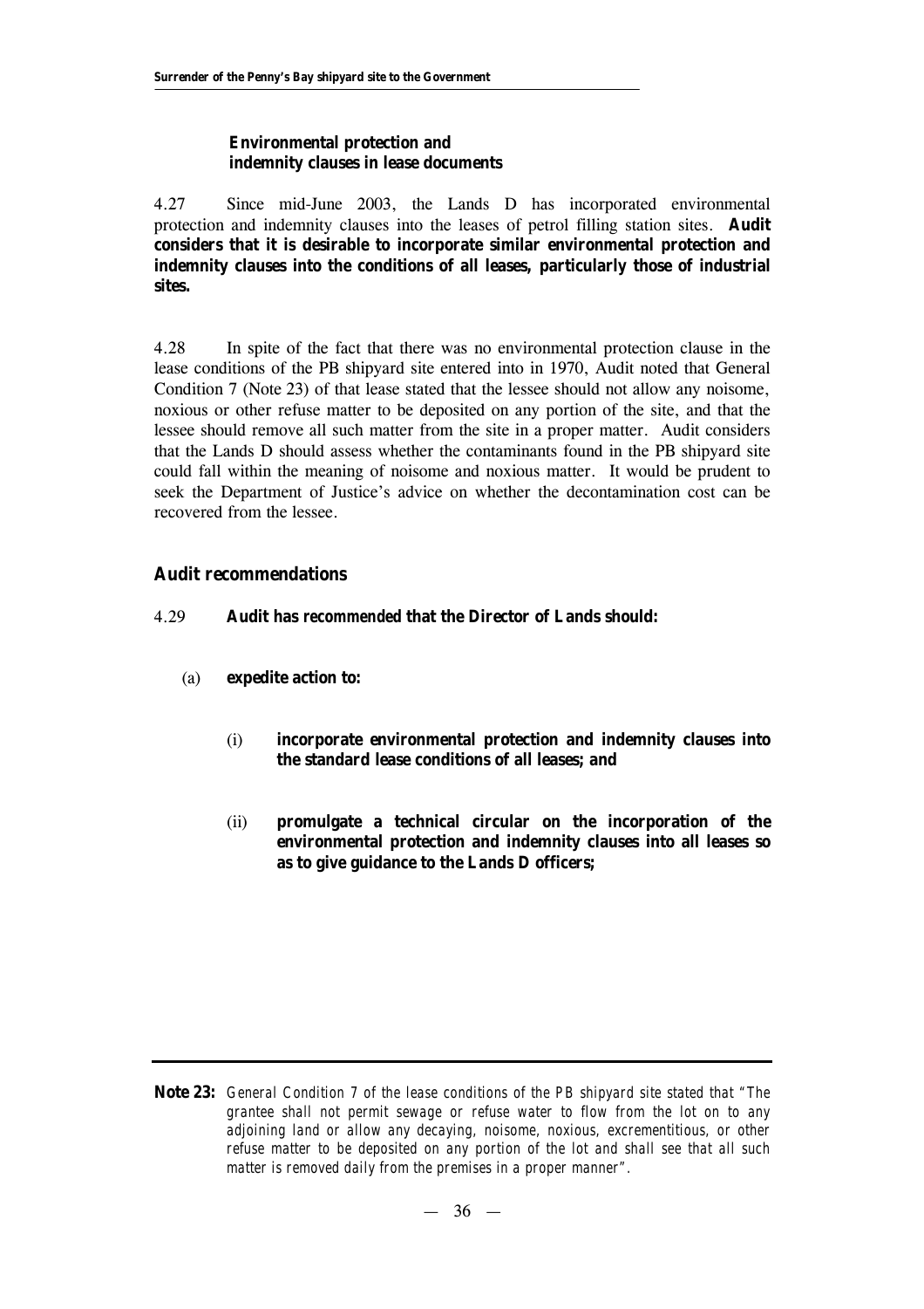### Environmental protection and indemnity clauses in lease documents

4.27 Since mid-June 2003, the Lands D has incorporated environmental protection and indemnity clauses into the leases of petrol filling station sites. **Audit considers that it is desirable to incorporate similar environmental protection and indemnity clauses into the conditions of all leases, particularly those of industrial sites.**

4.28 In spite of the fact that there was no environmental protection clause in the lease conditions of the PB shipyard site entered into in 1970, Audit noted that General Condition 7 (Note 23) of that lease stated that the lessee should not allow any noisome, noxious or other refuse matter to be deposited on any portion of the site, and that the lessee should remove all such matter from the site in a proper matter. Audit considers that the Lands D should assess whether the contaminants found in the PB shipyard site could fall within the meaning of noisome and noxious matter. It would be prudent to seek the Department of Justice's advice on whether the decontamination cost can be recovered from the lessee.

## Audit recommendations

4.29 **Audit has recommended that the Director of Lands should:**

(a) **expedite action to:**

(i) **incorporate environmental protection and indemnity clauses into the standard lease conditions of all leases; and**

(ii) **promulgate a technical circular on the incorporation of the environmental protection and indemnity clauses into all leases so as to give guidance to the Lands D officers;**

---

**Note 23:** *General Condition 7 of the lease conditions of the PB shipyard site stated that "The grantee shall not permit sewage or refuse water to flow from the lot on to any adjoining land or allow any decaying, noisome, noxious, excrementitious, or other refuse matter to be deposited on any portion of the lot and shall see that all such matter is removed daily from the premises in a proper manner".*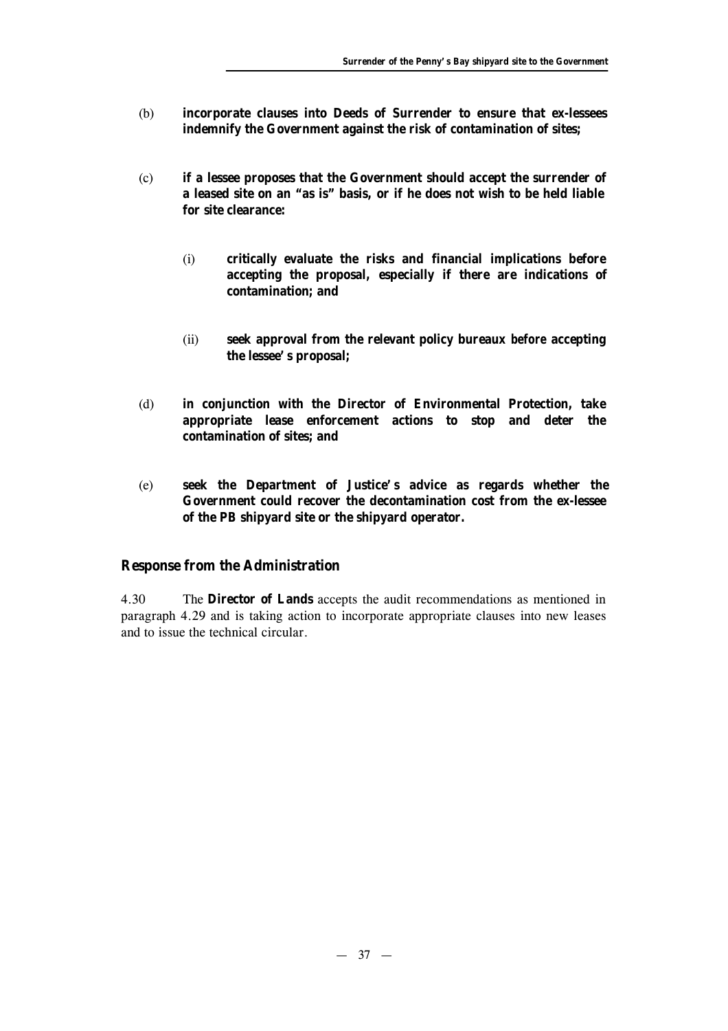(b) **incorporate clauses into Deeds of Surrender to ensure that ex-lessees indemnify the Government against the risk of contamination of sites;**

(c) **if a lessee proposes that the Government should accept the surrender of a leased site on an "as is" basis, or if he does not wish to be held liable for site clearance:**

  (i) **critically evaluate the risks and financial implications before accepting the proposal, especially if there are indications of contamination; and**

  (ii) **seek approval from the relevant policy bureaux before accepting the lessee's proposal;**

(d) **in conjunction with the Director of Environmental Protection, take appropriate lease enforcement actions to stop and deter the contamination of sites; and**

(e) **seek the Department of Justice's advice as regards whether the Government could recover the decontamination cost from the ex-lessee of the PB shipyard site or the shipyard operator.**

## Response from the Administration

4.30 The **Director of Lands** accepts the audit recommendations as mentioned in paragraph 4.29 and is taking action to incorporate appropriate clauses into new leases and to issue the technical circular.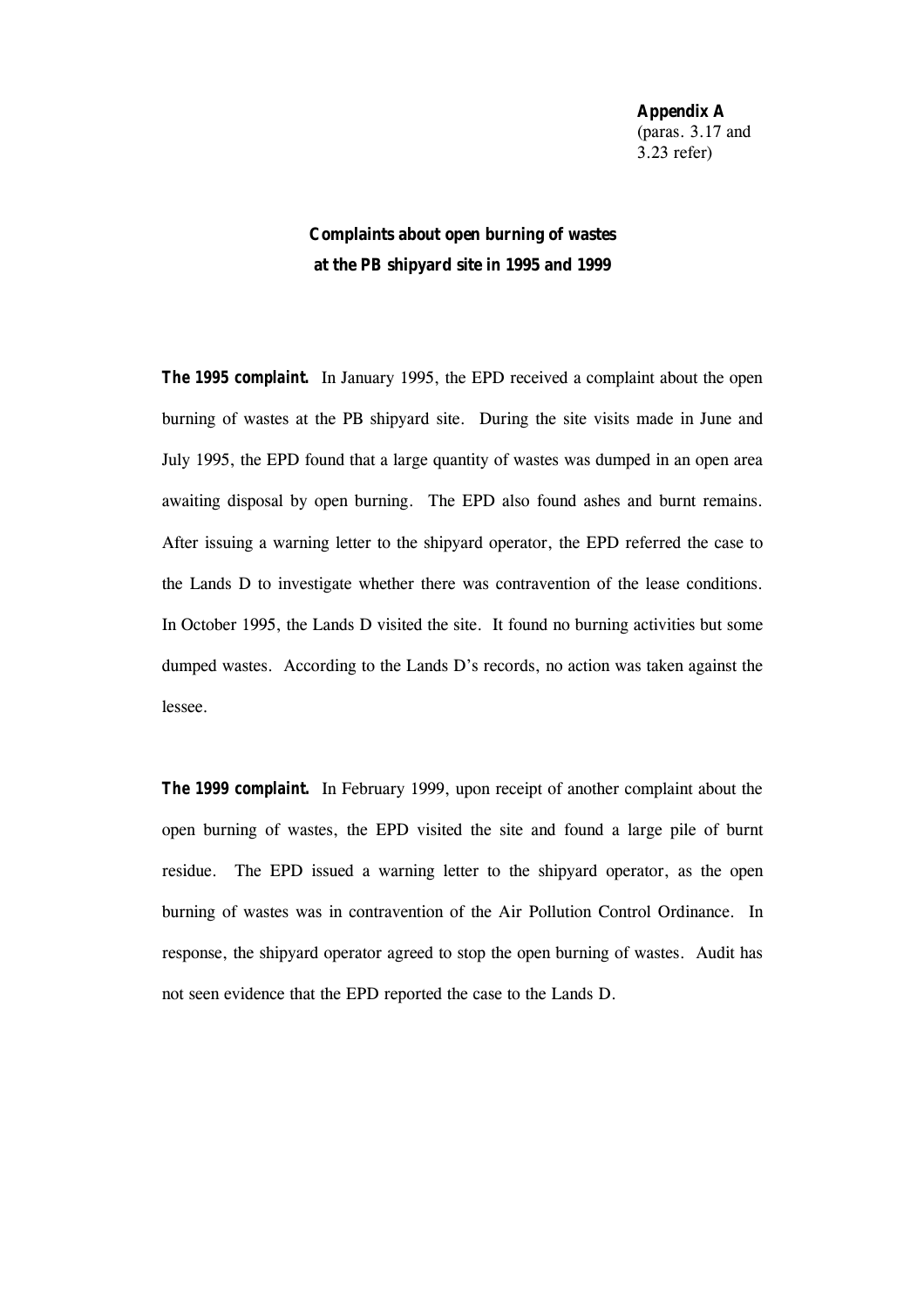**Appendix A**
(paras. 3.17 and 3.23 refer)

## Complaints about open burning of wastes at the PB shipyard site in 1995 and 1999

***The 1995 complaint.*** In January 1995, the EPD received a complaint about the open burning of wastes at the PB shipyard site. During the site visits made in June and July 1995, the EPD found that a large quantity of wastes was dumped in an open area awaiting disposal by open burning. The EPD also found ashes and burnt remains. After issuing a warning letter to the shipyard operator, the EPD referred the case to the Lands D to investigate whether there was contravention of the lease conditions. In October 1995, the Lands D visited the site. It found no burning activities but some dumped wastes. According to the Lands D's records, no action was taken against the lessee.

***The 1999 complaint.*** In February 1999, upon receipt of another complaint about the open burning of wastes, the EPD visited the site and found a large pile of burnt residue. The EPD issued a warning letter to the shipyard operator, as the open burning of wastes was in contravention of the Air Pollution Control Ordinance. In response, the shipyard operator agreed to stop the open burning of wastes. Audit has not seen evidence that the EPD reported the case to the Lands D.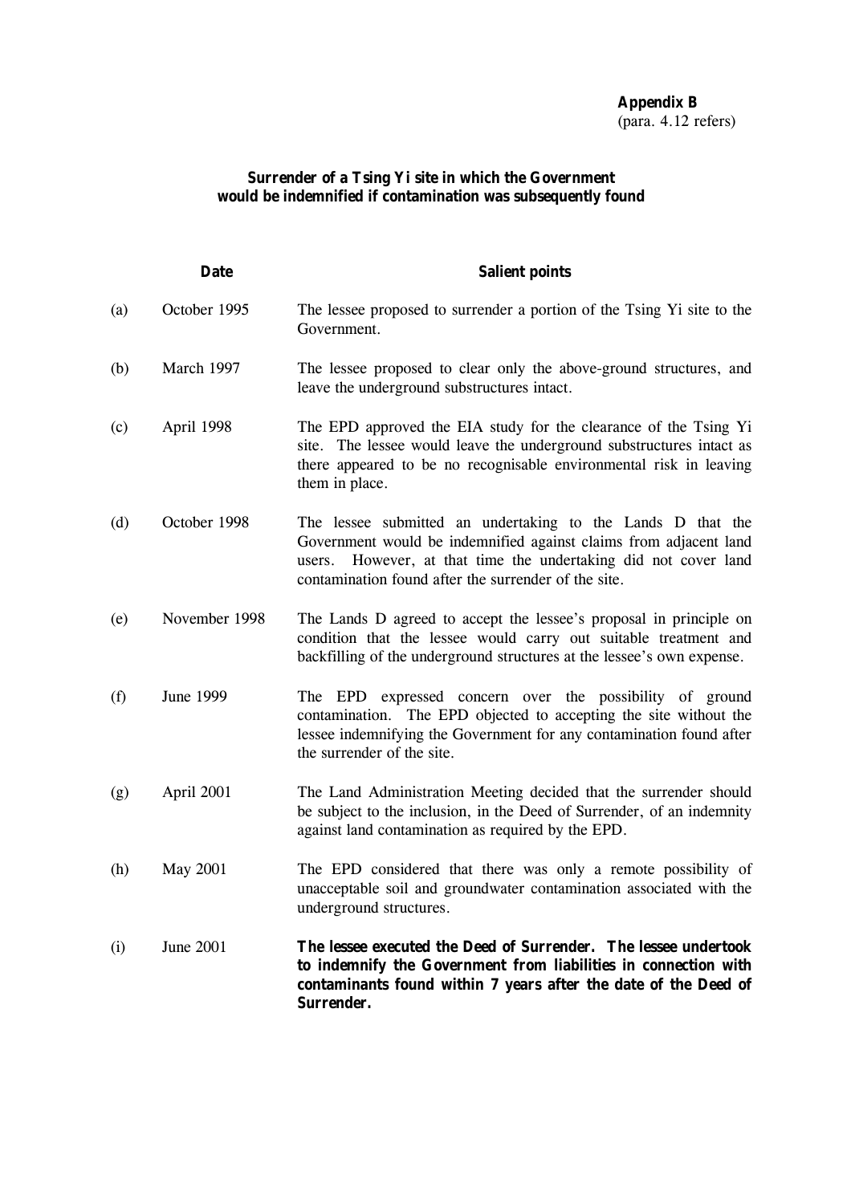**Appendix B**
(para. 4.12 refers)

**Surrender of a Tsing Yi site in which the Government would be indemnified if contamination was subsequently found**

| | **Date** | **Salient points** |
|---|---|---|
| (a) | October 1995 | The lessee proposed to surrender a portion of the Tsing Yi site to the Government. |
| (b) | March 1997 | The lessee proposed to clear only the above-ground structures, and leave the underground substructures intact. |
| (c) | April 1998 | The EPD approved the EIA study for the clearance of the Tsing Yi site. The lessee would leave the underground substructures intact as there appeared to be no recognisable environmental risk in leaving them in place. |
| (d) | October 1998 | The lessee submitted an undertaking to the Lands D that the Government would be indemnified against claims from adjacent land users. However, at that time the undertaking did not cover land contamination found after the surrender of the site. |
| (e) | November 1998 | The Lands D agreed to accept the lessee's proposal in principle on condition that the lessee would carry out suitable treatment and backfilling of the underground structures at the lessee's own expense. |
| (f) | June 1999 | The EPD expressed concern over the possibility of ground contamination. The EPD objected to accepting the site without the lessee indemnifying the Government for any contamination found after the surrender of the site. |
| (g) | April 2001 | The Land Administration Meeting decided that the surrender should be subject to the inclusion, in the Deed of Surrender, of an indemnity against land contamination as required by the EPD. |
| (h) | May 2001 | The EPD considered that there was only a remote possibility of unacceptable soil and groundwater contamination associated with the underground structures. |
| (i) | June 2001 | **The lessee executed the Deed of Surrender. The lessee undertook to indemnify the Government from liabilities in connection with contaminants found within 7 years after the date of the Deed of Surrender.** |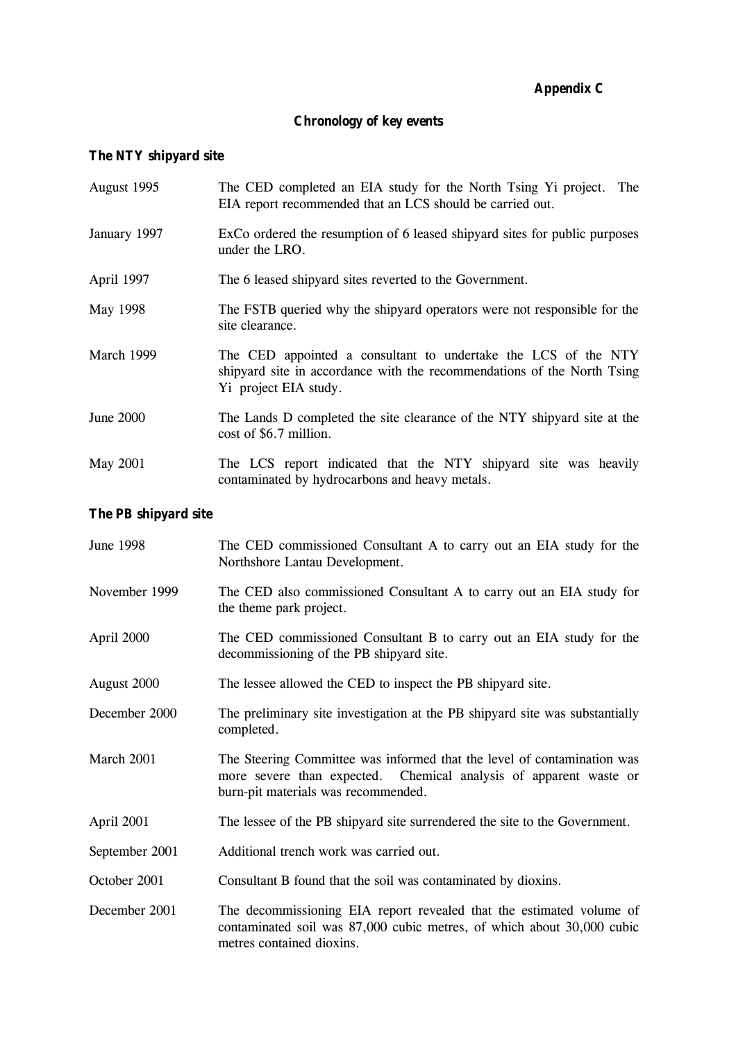**Appendix C**

## Chronology of key events

### The NTY shipyard site

| | |
|---|---|
| August 1995 | The CED completed an EIA study for the North Tsing Yi project. The EIA report recommended that an LCS should be carried out. |
| January 1997 | ExCo ordered the resumption of 6 leased shipyard sites for public purposes under the LRO. |
| April 1997 | The 6 leased shipyard sites reverted to the Government. |
| May 1998 | The FSTB queried why the shipyard operators were not responsible for the site clearance. |
| March 1999 | The CED appointed a consultant to undertake the LCS of the NTY shipyard site in accordance with the recommendations of the North Tsing Yi project EIA study. |
| June 2000 | The Lands D completed the site clearance of the NTY shipyard site at the cost of $6.7 million. |
| May 2001 | The LCS report indicated that the NTY shipyard site was heavily contaminated by hydrocarbons and heavy metals. |

### The PB shipyard site

| | |
|---|---|
| June 1998 | The CED commissioned Consultant A to carry out an EIA study for the Northshore Lantau Development. |
| November 1999 | The CED also commissioned Consultant A to carry out an EIA study for the theme park project. |
| April 2000 | The CED commissioned Consultant B to carry out an EIA study for the decommissioning of the PB shipyard site. |
| August 2000 | The lessee allowed the CED to inspect the PB shipyard site. |
| December 2000 | The preliminary site investigation at the PB shipyard site was substantially completed. |
| March 2001 | The Steering Committee was informed that the level of contamination was more severe than expected. Chemical analysis of apparent waste or burn-pit materials was recommended. |
| April 2001 | The lessee of the PB shipyard site surrendered the site to the Government. |
| September 2001 | Additional trench work was carried out. |
| October 2001 | Consultant B found that the soil was contaminated by dioxins. |
| December 2001 | The decommissioning EIA report revealed that the estimated volume of contaminated soil was 87,000 cubic metres, of which about 30,000 cubic metres contained dioxins. |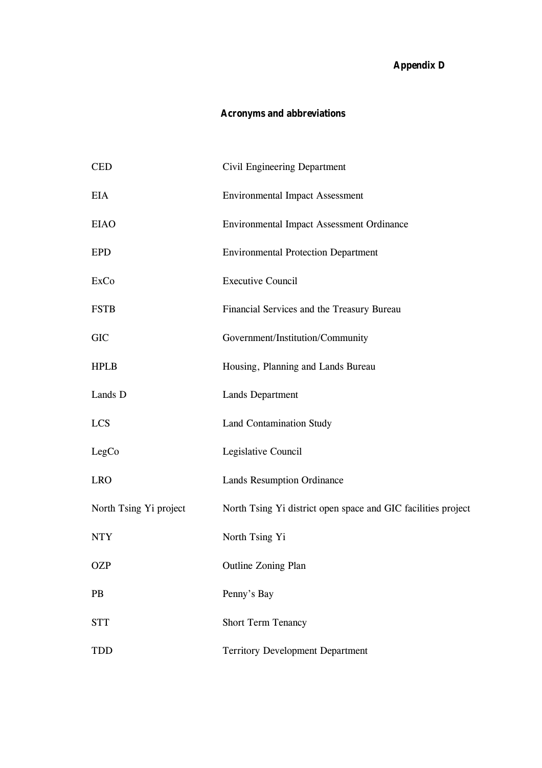**Appendix D**

## Acronyms and abbreviations

| | |
|---|---|
| CED | Civil Engineering Department |
| EIA | Environmental Impact Assessment |
| EIAO | Environmental Impact Assessment Ordinance |
| EPD | Environmental Protection Department |
| ExCo | Executive Council |
| FSTB | Financial Services and the Treasury Bureau |
| GIC | Government/Institution/Community |
| HPLB | Housing, Planning and Lands Bureau |
| Lands D | Lands Department |
| LCS | Land Contamination Study |
| LegCo | Legislative Council |
| LRO | Lands Resumption Ordinance |
| North Tsing Yi project | North Tsing Yi district open space and GIC facilities project |
| NTY | North Tsing Yi |
| OZP | Outline Zoning Plan |
| PB | Penny's Bay |
| STT | Short Term Tenancy |
| TDD | Territory Development Department |